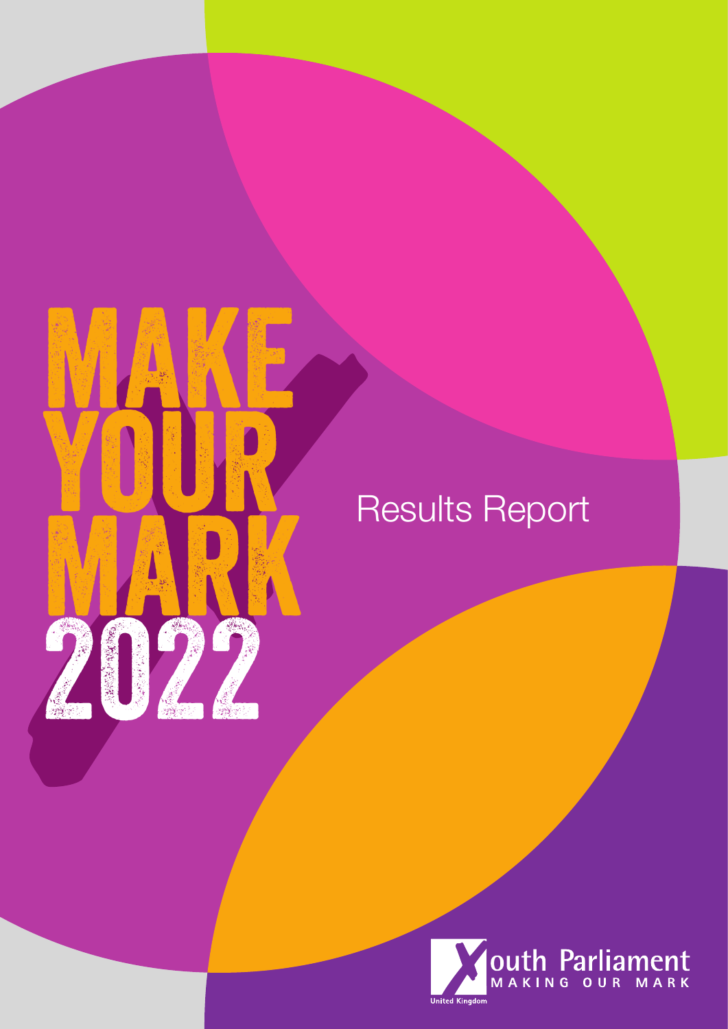# MAKE YOUR MARK 2022

## Results Report

Youth Parliament
MAKING OUR MARK
United Kingdom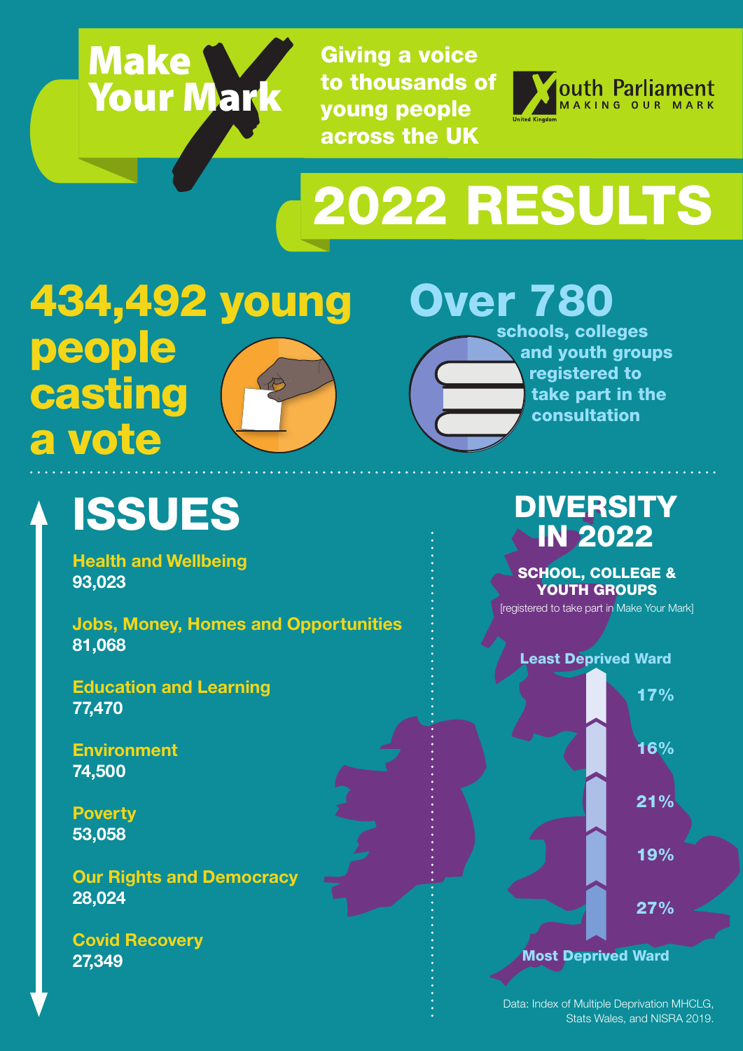# Make Your Mark

Giving a voice to thousands of young people across the UK

Youth Parliament – MAKING OUR MARK – United Kingdom

# 2022 RESULTS

**434,492 young people casting a vote**

**Over 780** schools, colleges and youth groups registered to take part in the consultation

## ISSUES

**Health and Wellbeing**
93,023

**Jobs, Money, Homes and Opportunities**
81,068

**Education and Learning**
77,470

**Environment**
74,500

**Poverty**
53,058

**Our Rights and Democracy**
28,024

**Covid Recovery**
27,349

## DIVERSITY IN 2022

**SCHOOL, COLLEGE & YOUTH GROUPS**

[registered to take part in Make Your Mark]

Least Deprived Ward

17%

16%

21%

19%

27%

Most Deprived Ward

Data: Index of Multiple Deprivation MHCLG, Stats Wales, and NISRA 2019.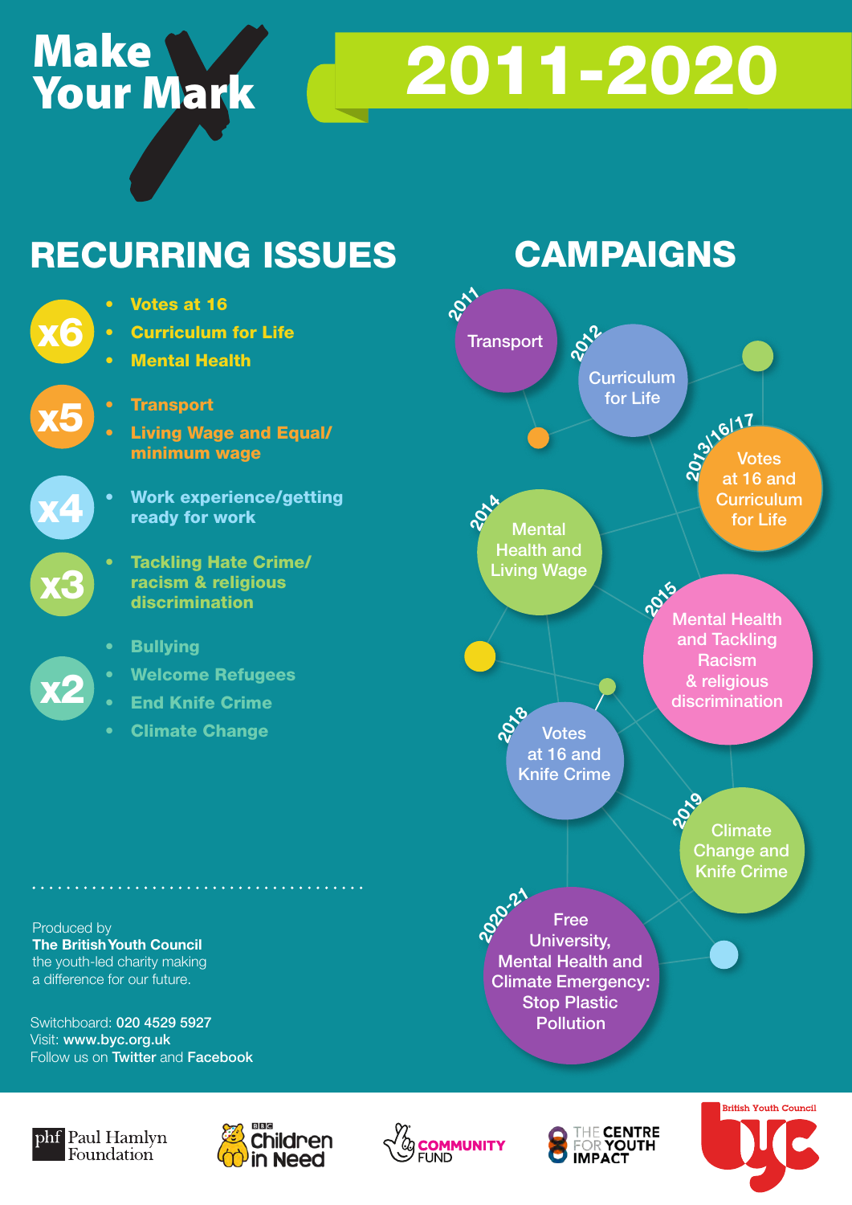# Make Your Mark 2011-2020

## RECURRING ISSUES

**x6**
- Votes at 16
- Curriculum for Life
- Mental Health

**x5**
- Transport
- Living Wage and Equal/ minimum wage

**x4**
- Work experience/getting ready for work

**x3**
- Tackling Hate Crime/ racism & religious discrimination

**x2**
- Bullying
- Welcome Refugees
- End Knife Crime
- Climate Change

## CAMPAIGNS

- **2011** – Transport
- **2012** – Curriculum for Life
- **2013/16/17** – Votes at 16 and Curriculum for Life
- **2014** – Mental Health and Living Wage
- **2015** – Mental Health and Tackling Racism & religious discrimination
- **2018** – Votes at 16 and Knife Crime
- **2019** – Climate Change and Knife Crime
- **2020-21** – Free University, Mental Health and Climate Emergency: Stop Plastic Pollution

Produced by
**The British Youth Council**
the youth-led charity making a difference for our future.

Switchboard: **020 4529 5927**
Visit: **www.byc.org.uk**
Follow us on **Twitter** and **Facebook**

Paul Hamlyn Foundation | BBC Children in Need | Community Fund | The Centre for Youth Impact | British Youth Council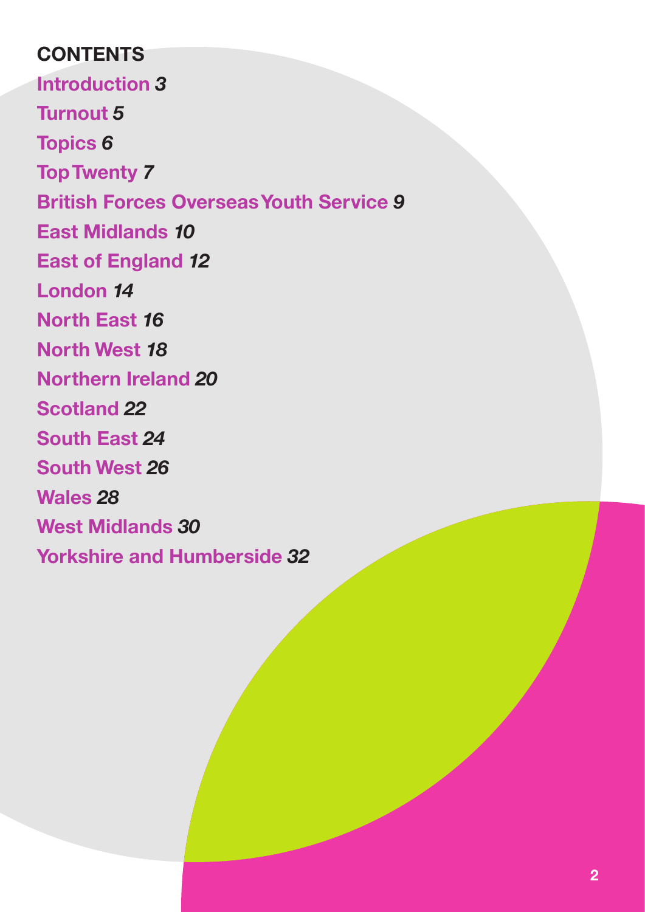## CONTENTS

**Introduction** *3*

**Turnout** *5*

**Topics** *6*

**Top Twenty** *7*

**British Forces Overseas Youth Service** *9*

**East Midlands** *10*

**East of England** *12*

**London** *14*

**North East** *16*

**North West** *18*

**Northern Ireland** *20*

**Scotland** *22*

**South East** *24*

**South West** *26*

**Wales** *28*

**West Midlands** *30*

**Yorkshire and Humberside** *32*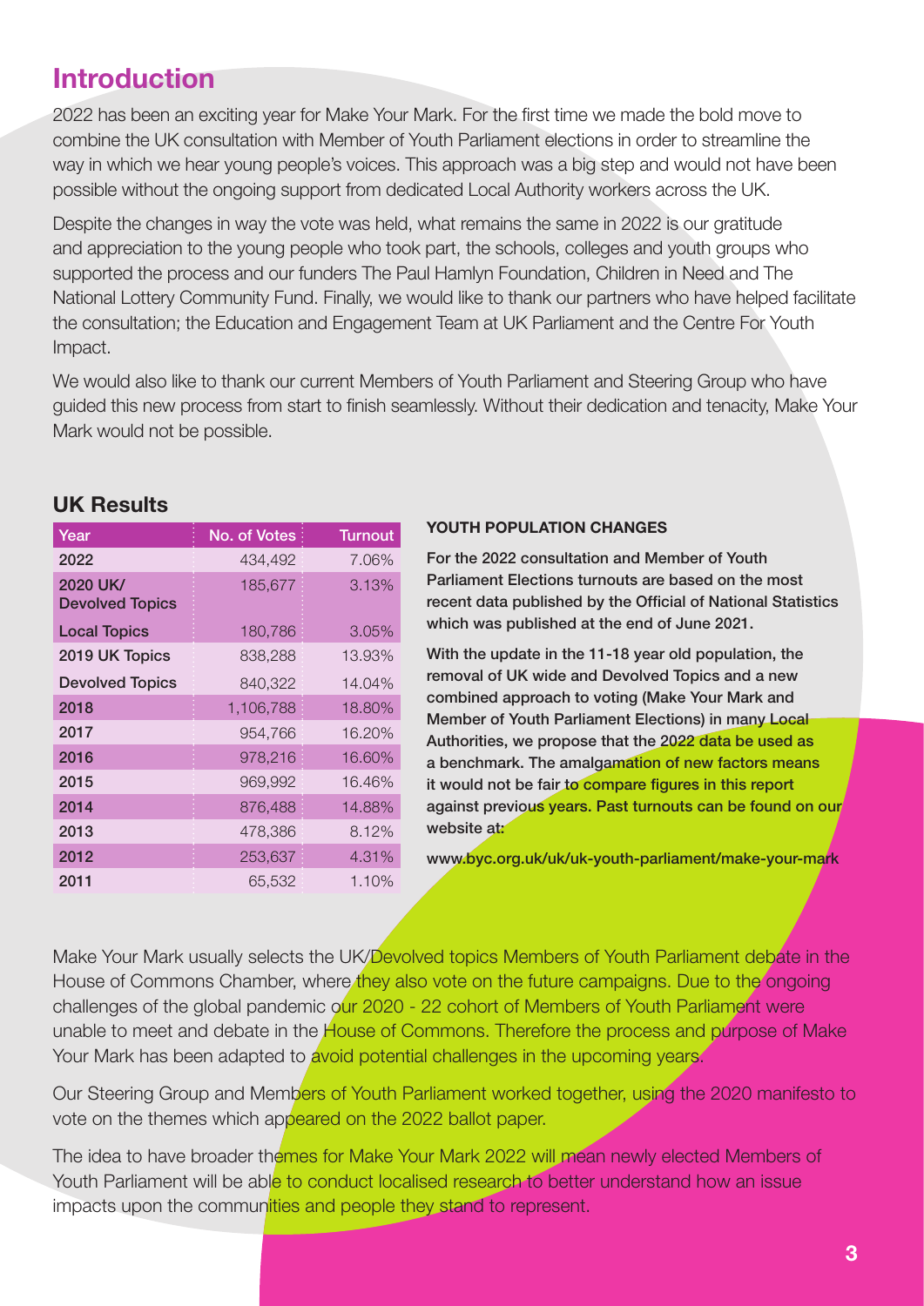## Introduction

2022 has been an exciting year for Make Your Mark. For the first time we made the bold move to combine the UK consultation with Member of Youth Parliament elections in order to streamline the way in which we hear young people's voices. This approach was a big step and would not have been possible without the ongoing support from dedicated Local Authority workers across the UK.

Despite the changes in way the vote was held, what remains the same in 2022 is our gratitude and appreciation to the young people who took part, the schools, colleges and youth groups who supported the process and our funders The Paul Hamlyn Foundation, Children in Need and The National Lottery Community Fund. Finally, we would like to thank our partners who have helped facilitate the consultation; the Education and Engagement Team at UK Parliament and the Centre For Youth Impact.

We would also like to thank our current Members of Youth Parliament and Steering Group who have guided this new process from start to finish seamlessly. Without their dedication and tenacity, Make Your Mark would not be possible.

### UK Results

| Year | No. of Votes | Turnout |
|---|---|---|
| 2022 | 434,492 | 7.06% |
| 2020 UK/ Devolved Topics | 185,677 | 3.13% |
| Local Topics | 180,786 | 3.05% |
| 2019 UK Topics | 838,288 | 13.93% |
| Devolved Topics | 840,322 | 14.04% |
| 2018 | 1,106,788 | 18.80% |
| 2017 | 954,766 | 16.20% |
| 2016 | 978,216 | 16.60% |
| 2015 | 969,992 | 16.46% |
| 2014 | 876,488 | 14.88% |
| 2013 | 478,386 | 8.12% |
| 2012 | 253,637 | 4.31% |
| 2011 | 65,532 | 1.10% |

**YOUTH POPULATION CHANGES**

**For the 2022 consultation and Member of Youth Parliament Elections turnouts are based on the most recent data published by the Official of National Statistics which was published at the end of June 2021.**

**With the update in the 11-18 year old population, the removal of UK wide and Devolved Topics and a new combined approach to voting (Make Your Mark and Member of Youth Parliament Elections) in many Local Authorities, we propose that the 2022 data be used as a benchmark. The amalgamation of new factors means it would not be fair to compare figures in this report against previous years. Past turnouts can be found on our website at:**

**www.byc.org.uk/uk/uk-youth-parliament/make-your-mark**

Make Your Mark usually selects the UK/Devolved topics Members of Youth Parliament debate in the House of Commons Chamber, where they also vote on the future campaigns. Due to the ongoing challenges of the global pandemic our 2020 - 22 cohort of Members of Youth Parliament were unable to meet and debate in the House of Commons. Therefore the process and purpose of Make Your Mark has been adapted to avoid potential challenges in the upcoming years.

Our Steering Group and Members of Youth Parliament worked together, using the 2020 manifesto to vote on the themes which appeared on the 2022 ballot paper.

The idea to have broader themes for Make Your Mark 2022 will mean newly elected Members of Youth Parliament will be able to conduct localised research to better understand how an issue impacts upon the communities and people they stand to represent.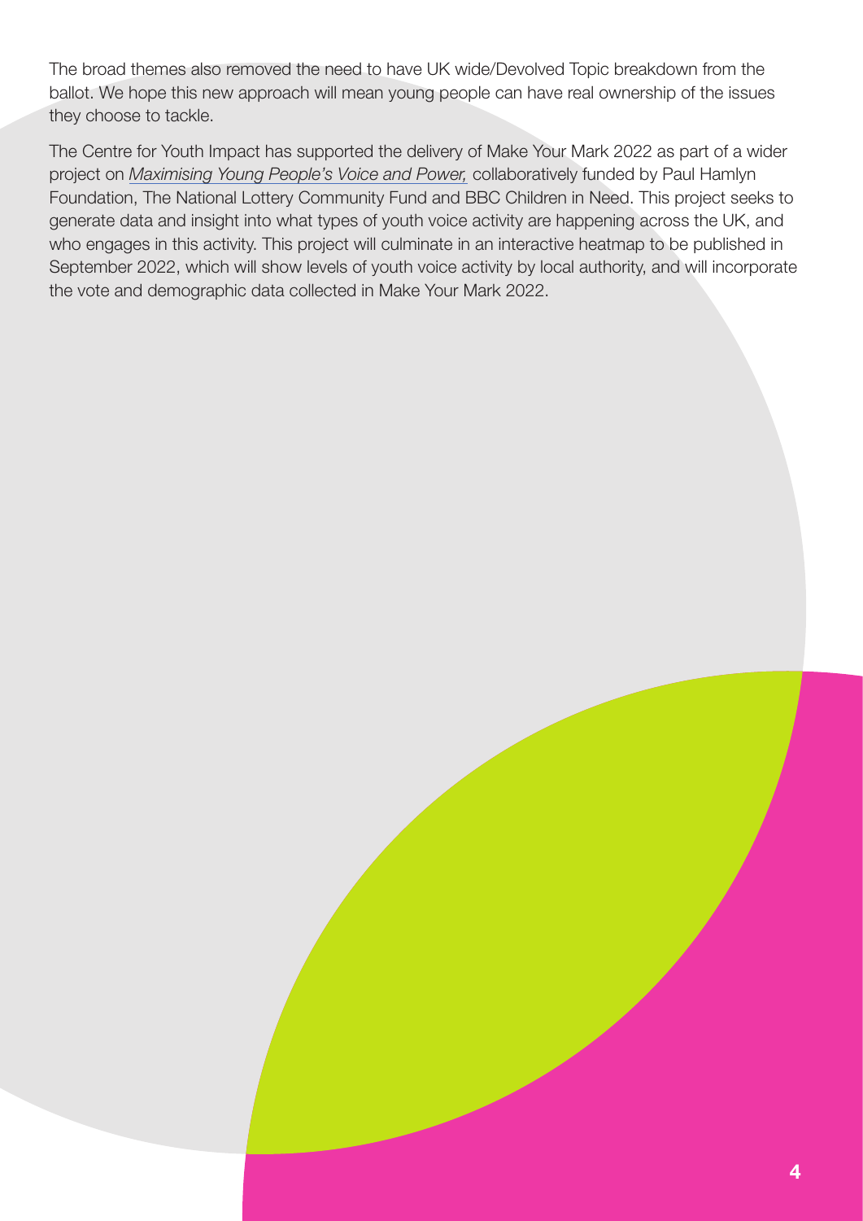The broad themes also removed the need to have UK wide/Devolved Topic breakdown from the ballot. We hope this new approach will mean young people can have real ownership of the issues they choose to tackle.

The Centre for Youth Impact has supported the delivery of Make Your Mark 2022 as part of a wider project on *Maximising Young People's Voice and Power,* collaboratively funded by Paul Hamlyn Foundation, The National Lottery Community Fund and BBC Children in Need. This project seeks to generate data and insight into what types of youth voice activity are happening across the UK, and who engages in this activity. This project will culminate in an interactive heatmap to be published in September 2022, which will show levels of youth voice activity by local authority, and will incorporate the vote and demographic data collected in Make Your Mark 2022.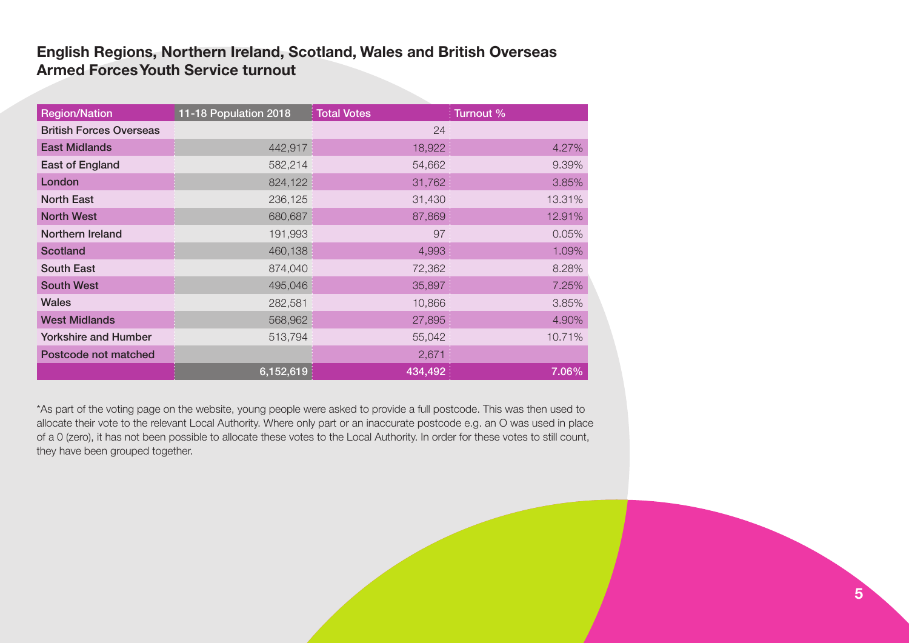## English Regions, Northern Ireland, Scotland, Wales and British Overseas Armed Forces Youth Service turnout

| Region/Nation | 11-18 Population 2018 | Total Votes | Turnout % |
|---|---|---|---|
| British Forces Overseas | | 24 | |
| East Midlands | 442,917 | 18,922 | 4.27% |
| East of England | 582,214 | 54,662 | 9.39% |
| London | 824,122 | 31,762 | 3.85% |
| North East | 236,125 | 31,430 | 13.31% |
| North West | 680,687 | 87,869 | 12.91% |
| Northern Ireland | 191,993 | 97 | 0.05% |
| Scotland | 460,138 | 4,993 | 1.09% |
| South East | 874,040 | 72,362 | 8.28% |
| South West | 495,046 | 35,897 | 7.25% |
| Wales | 282,581 | 10,866 | 3.85% |
| West Midlands | 568,962 | 27,895 | 4.90% |
| Yorkshire and Humber | 513,794 | 55,042 | 10.71% |
| Postcode not matched | | 2,671 | |
| | **6,152,619** | **434,492** | **7.06%** |

*As part of the voting page on the website, young people were asked to provide a full postcode. This was then used to allocate their vote to the relevant Local Authority. Where only part or an inaccurate postcode e.g. an O was used in place of a 0 (zero), it has not been possible to allocate these votes to the Local Authority. In order for these votes to still count, they have been grouped together.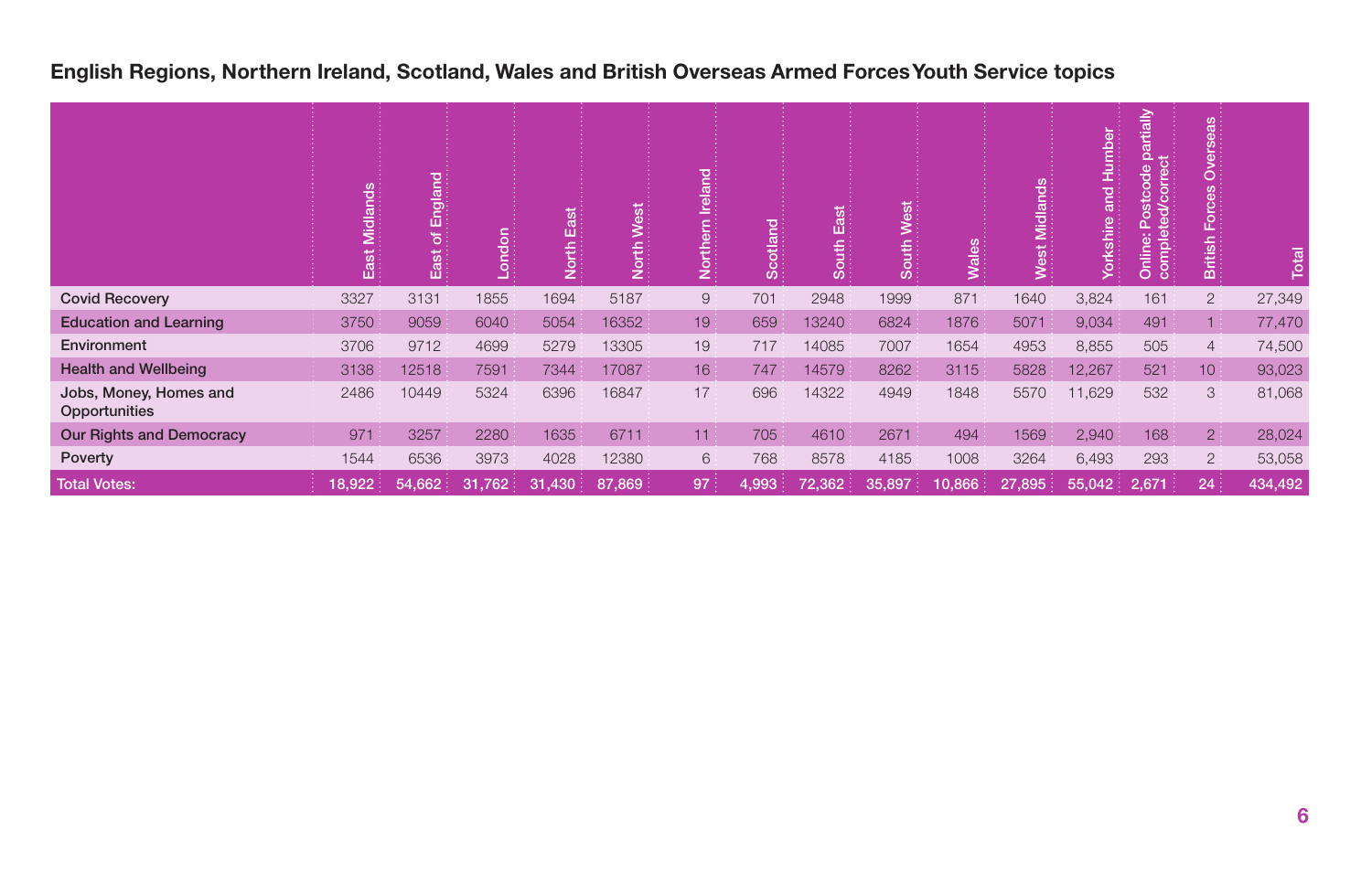## English Regions, Northern Ireland, Scotland, Wales and British Overseas Armed Forces Youth Service topics

| | East Midlands | East of England | London | North East | North West | Northern Ireland | Scotland | South East | South West | Wales | West Midlands | Yorkshire and Humber | Online: Postcode partially completed/correct | British Forces Overseas | Total |
|---|---|---|---|---|---|---|---|---|---|---|---|---|---|---|---|
| **Covid Recovery** | 3327 | 3131 | 1855 | 1694 | 5187 | 9 | 701 | 2948 | 1999 | 871 | 1640 | 3,824 | 161 | 2 | 27,349 |
| **Education and Learning** | 3750 | 9059 | 6040 | 5054 | 16352 | 19 | 659 | 13240 | 6824 | 1876 | 5071 | 9,034 | 491 | 1 | 77,470 |
| **Environment** | 3706 | 9712 | 4699 | 5279 | 13305 | 19 | 717 | 14085 | 7007 | 1654 | 4953 | 8,855 | 505 | 4 | 74,500 |
| **Health and Wellbeing** | 3138 | 12518 | 7591 | 7344 | 17087 | 16 | 747 | 14579 | 8262 | 3115 | 5828 | 12,267 | 521 | 10 | 93,023 |
| **Jobs, Money, Homes and Opportunities** | 2486 | 10449 | 5324 | 6396 | 16847 | 17 | 696 | 14322 | 4949 | 1848 | 5570 | 11,629 | 532 | 3 | 81,068 |
| **Our Rights and Democracy** | 971 | 3257 | 2280 | 1635 | 6711 | 11 | 705 | 4610 | 2671 | 494 | 1569 | 2,940 | 168 | 2 | 28,024 |
| **Poverty** | 1544 | 6536 | 3973 | 4028 | 12380 | 6 | 768 | 8578 | 4185 | 1008 | 3264 | 6,493 | 293 | 2 | 53,058 |
| **Total Votes:** | **18,922** | **54,662** | **31,762** | **31,430** | **87,869** | **97** | **4,993** | **72,362** | **35,897** | **10,866** | **27,895** | **55,042** | **2,671** | **24** | **434,492** |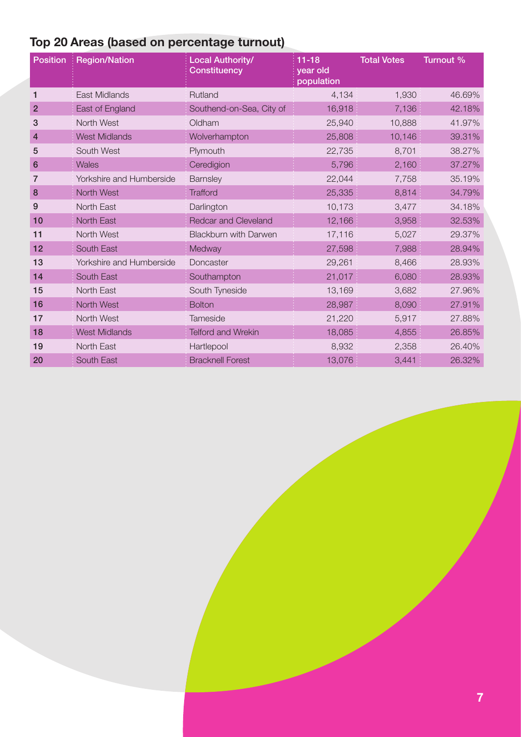## Top 20 Areas (based on percentage turnout)

| Position | Region/Nation | Local Authority/ Constituency | 11-18 year old population | Total Votes | Turnout % |
|---|---|---|---|---|---|
| 1 | East Midlands | Rutland | 4,134 | 1,930 | 46.69% |
| 2 | East of England | Southend-on-Sea, City of | 16,918 | 7,136 | 42.18% |
| 3 | North West | Oldham | 25,940 | 10,888 | 41.97% |
| 4 | West Midlands | Wolverhampton | 25,808 | 10,146 | 39.31% |
| 5 | South West | Plymouth | 22,735 | 8,701 | 38.27% |
| 6 | Wales | Ceredigion | 5,796 | 2,160 | 37.27% |
| 7 | Yorkshire and Humberside | Barnsley | 22,044 | 7,758 | 35.19% |
| 8 | North West | Trafford | 25,335 | 8,814 | 34.79% |
| 9 | North East | Darlington | 10,173 | 3,477 | 34.18% |
| 10 | North East | Redcar and Cleveland | 12,166 | 3,958 | 32.53% |
| 11 | North West | Blackburn with Darwen | 17,116 | 5,027 | 29.37% |
| 12 | South East | Medway | 27,598 | 7,988 | 28.94% |
| 13 | Yorkshire and Humberside | Doncaster | 29,261 | 8,466 | 28.93% |
| 14 | South East | Southampton | 21,017 | 6,080 | 28.93% |
| 15 | North East | South Tyneside | 13,169 | 3,682 | 27.96% |
| 16 | North West | Bolton | 28,987 | 8,090 | 27.91% |
| 17 | North West | Tameside | 21,220 | 5,917 | 27.88% |
| 18 | West Midlands | Telford and Wrekin | 18,085 | 4,855 | 26.85% |
| 19 | North East | Hartlepool | 8,932 | 2,358 | 26.40% |
| 20 | South East | Bracknell Forest | 13,076 | 3,441 | 26.32% |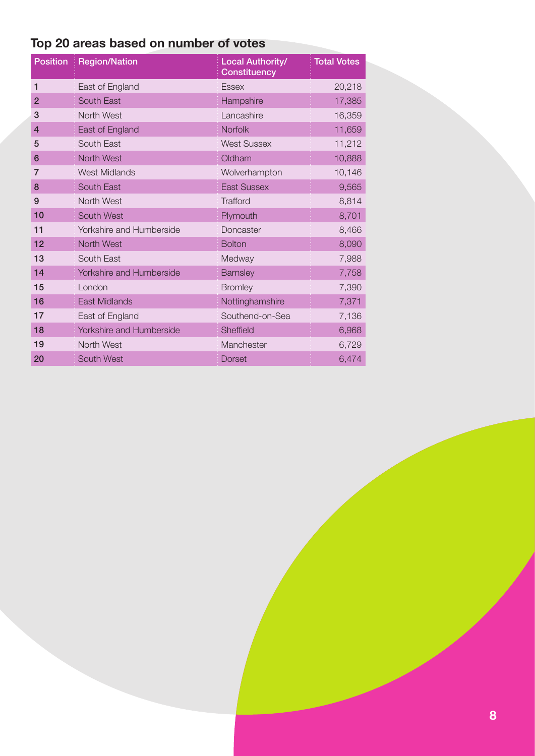## Top 20 areas based on number of votes

| Position | Region/Nation | Local Authority/ Constituency | Total Votes |
|---|---|---|---|
| 1 | East of England | Essex | 20,218 |
| 2 | South East | Hampshire | 17,385 |
| 3 | North West | Lancashire | 16,359 |
| 4 | East of England | Norfolk | 11,659 |
| 5 | South East | West Sussex | 11,212 |
| 6 | North West | Oldham | 10,888 |
| 7 | West Midlands | Wolverhampton | 10,146 |
| 8 | South East | East Sussex | 9,565 |
| 9 | North West | Trafford | 8,814 |
| 10 | South West | Plymouth | 8,701 |
| 11 | Yorkshire and Humberside | Doncaster | 8,466 |
| 12 | North West | Bolton | 8,090 |
| 13 | South East | Medway | 7,988 |
| 14 | Yorkshire and Humberside | Barnsley | 7,758 |
| 15 | London | Bromley | 7,390 |
| 16 | East Midlands | Nottinghamshire | 7,371 |
| 17 | East of England | Southend-on-Sea | 7,136 |
| 18 | Yorkshire and Humberside | Sheffield | 6,968 |
| 19 | North West | Manchester | 6,729 |
| 20 | South West | Dorset | 6,474 |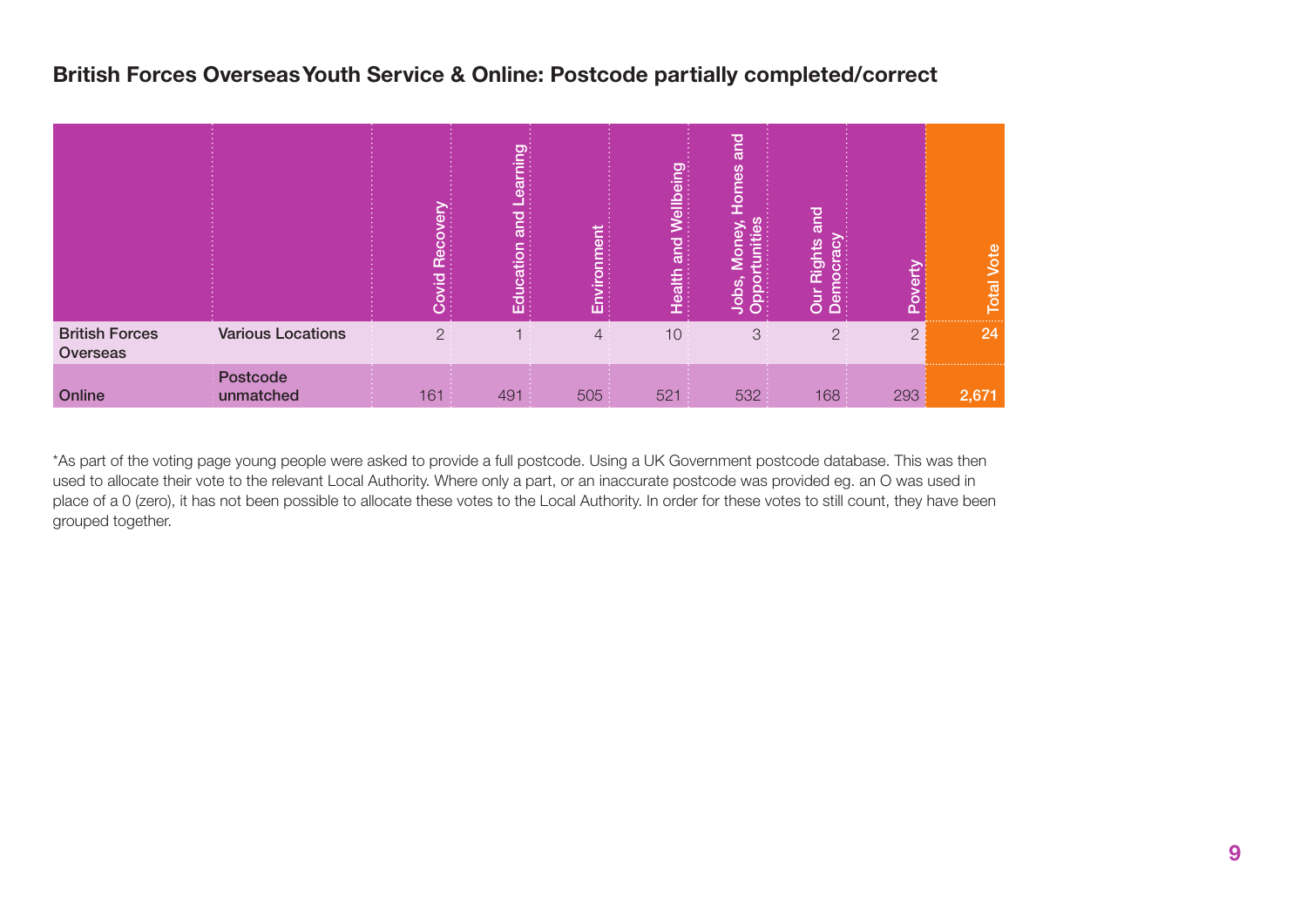## British Forces Overseas Youth Service & Online: Postcode partially completed/correct

| | | Covid Recovery | Education and Learning | Environment | Health and Wellbeing | Jobs, Money, Homes and Opportunities | Our Rights and Democracy | Poverty | Total Vote |
|---|---|---|---|---|---|---|---|---|---|
| **British Forces Overseas** | **Various Locations** | 2 | 1 | 4 | 10 | 3 | 2 | 2 | **24** |
| **Online** | **Postcode unmatched** | 161 | 491 | 505 | 521 | 532 | 168 | 293 | **2,671** |

*As part of the voting page young people were asked to provide a full postcode. Using a UK Government postcode database. This was then used to allocate their vote to the relevant Local Authority. Where only a part, or an inaccurate postcode was provided eg. an O was used in place of a 0 (zero), it has not been possible to allocate these votes to the Local Authority. In order for these votes to still count, they have been grouped together.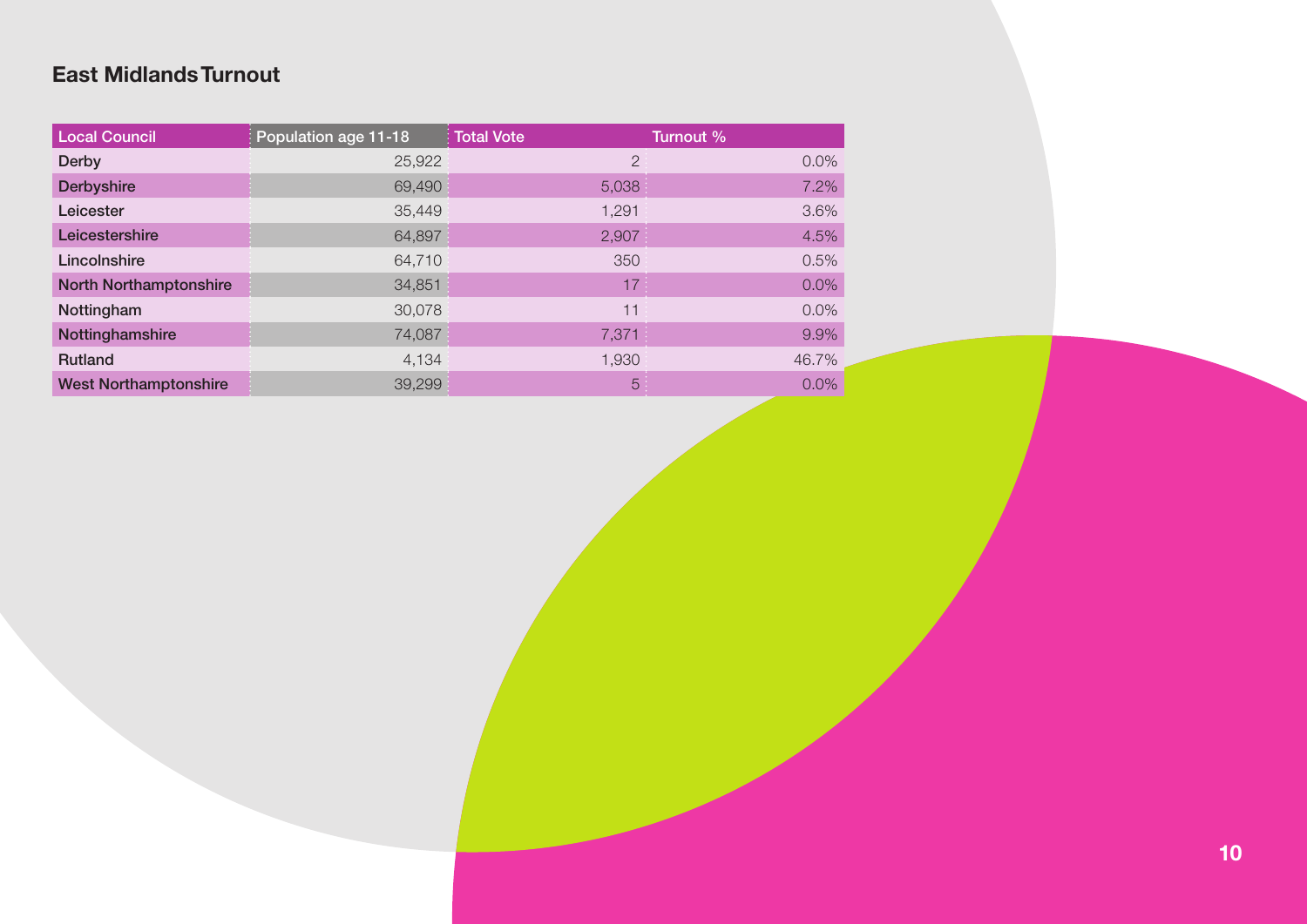## East Midlands Turnout

| Local Council | Population age 11-18 | Total Vote | Turnout % |
|---|---|---|---|
| Derby | 25,922 | 2 | 0.0% |
| Derbyshire | 69,490 | 5,038 | 7.2% |
| Leicester | 35,449 | 1,291 | 3.6% |
| Leicestershire | 64,897 | 2,907 | 4.5% |
| Lincolnshire | 64,710 | 350 | 0.5% |
| North Northamptonshire | 34,851 | 17 | 0.0% |
| Nottingham | 30,078 | 11 | 0.0% |
| Nottinghamshire | 74,087 | 7,371 | 9.9% |
| Rutland | 4,134 | 1,930 | 46.7% |
| West Northamptonshire | 39,299 | 5 | 0.0% |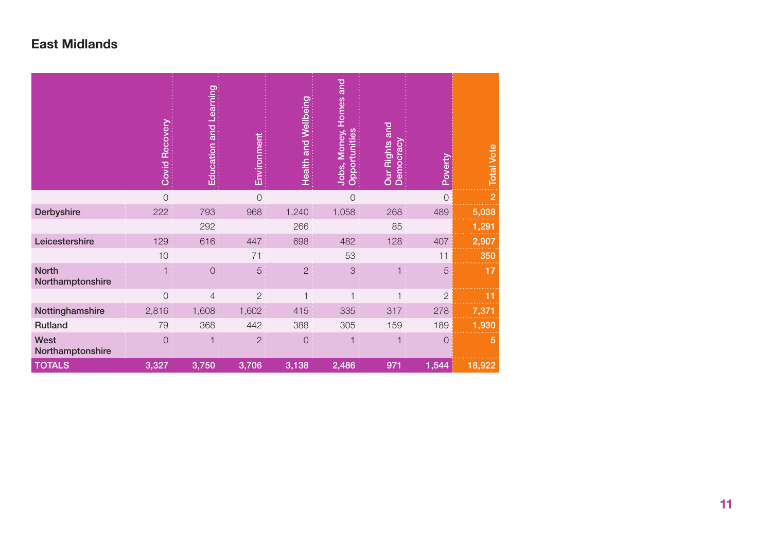## East Midlands

| | Covid Recovery | Education and Learning | Environment | Health and Wellbeing | Jobs, Money, Homes and Opportunities | Our Rights and Democracy | Poverty | Total Vote |
|---|---|---|---|---|---|---|---|---|
| | 0 | | 0 | | 0 | | 0 | 2 |
| Derbyshire | 222 | 793 | 968 | 1,240 | 1,058 | 268 | 489 | 5,038 |
| | | 292 | | 266 | | 85 | | 1,291 |
| Leicestershire | 129 | 616 | 447 | 698 | 482 | 128 | 407 | 2,907 |
| | 10 | | 71 | | 53 | | 11 | 350 |
| North Northamptonshire | 1 | 0 | 5 | 2 | 3 | 1 | 5 | 17 |
| | 0 | 4 | 2 | 1 | 1 | 1 | 2 | 11 |
| Nottinghamshire | 2,816 | 1,608 | 1,602 | 415 | 335 | 317 | 278 | 7,371 |
| Rutland | 79 | 368 | 442 | 388 | 305 | 159 | 189 | 1,930 |
| West Northamptonshire | 0 | 1 | 2 | 0 | 1 | 1 | 0 | 5 |
| TOTALS | 3,327 | 3,750 | 3,706 | 3,138 | 2,486 | 971 | 1,544 | 18,922 |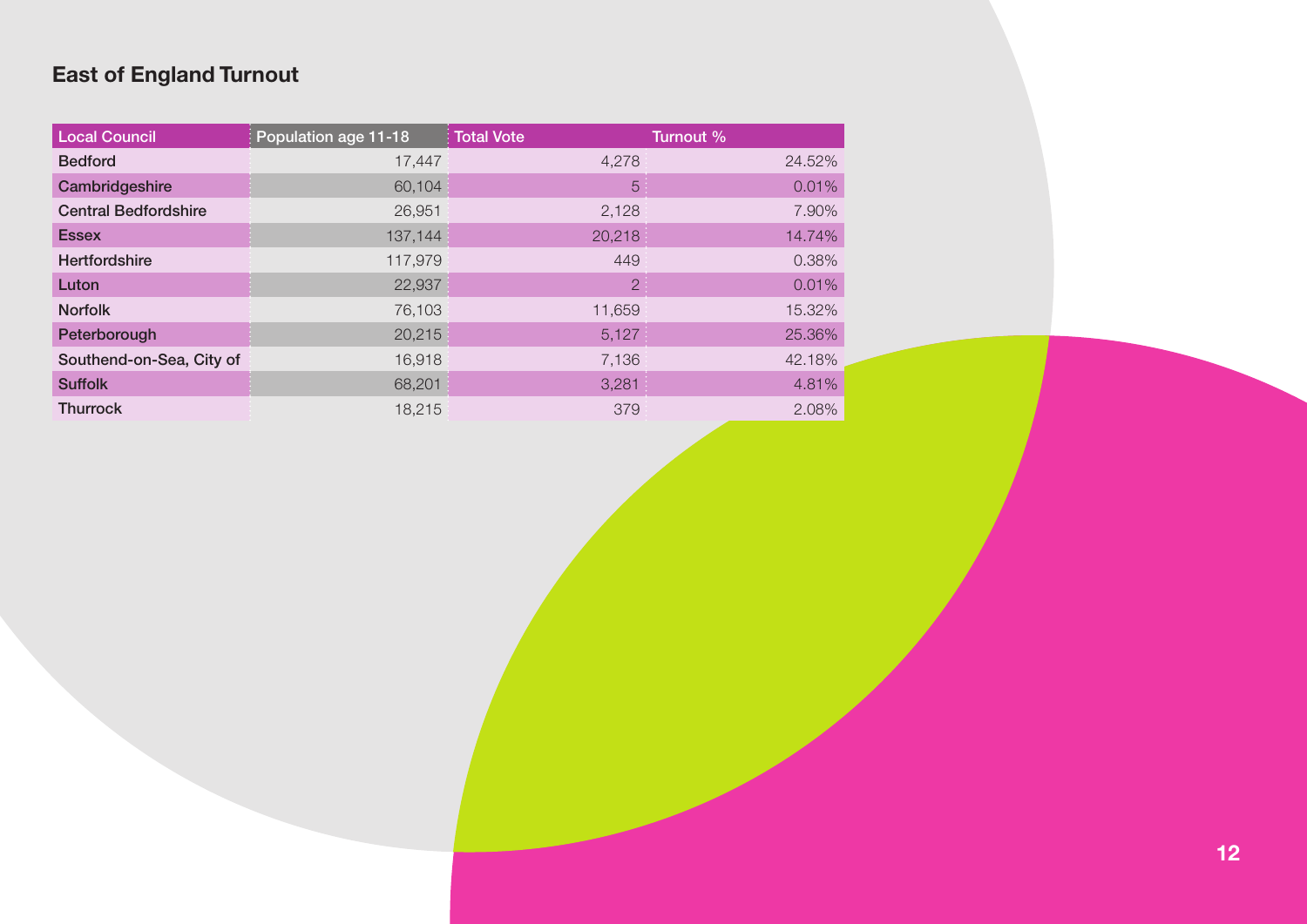## East of England Turnout

| Local Council | Population age 11-18 | Total Vote | Turnout % |
|---|---|---|---|
| Bedford | 17,447 | 4,278 | 24.52% |
| Cambridgeshire | 60,104 | 5 | 0.01% |
| Central Bedfordshire | 26,951 | 2,128 | 7.90% |
| Essex | 137,144 | 20,218 | 14.74% |
| Hertfordshire | 117,979 | 449 | 0.38% |
| Luton | 22,937 | 2 | 0.01% |
| Norfolk | 76,103 | 11,659 | 15.32% |
| Peterborough | 20,215 | 5,127 | 25.36% |
| Southend-on-Sea, City of | 16,918 | 7,136 | 42.18% |
| Suffolk | 68,201 | 3,281 | 4.81% |
| Thurrock | 18,215 | 379 | 2.08% |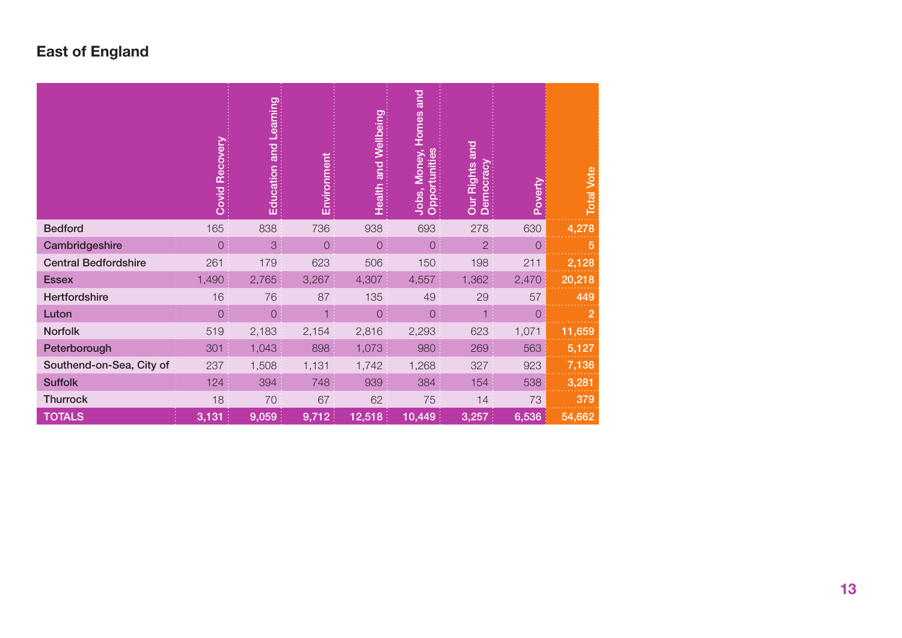## East of England

| | Covid Recovery | Education and Learning | Environment | Health and Wellbeing | Jobs, Money, Homes and Opportunities | Our Rights and Democracy | Poverty | Total Vote |
|---|---|---|---|---|---|---|---|---|
| Bedford | 165 | 838 | 736 | 938 | 693 | 278 | 630 | 4,278 |
| Cambridgeshire | 0 | 3 | 0 | 0 | 0 | 2 | 0 | 5 |
| Central Bedfordshire | 261 | 179 | 623 | 506 | 150 | 198 | 211 | 2,128 |
| Essex | 1,490 | 2,765 | 3,267 | 4,307 | 4,557 | 1,362 | 2,470 | 20,218 |
| Hertfordshire | 16 | 76 | 87 | 135 | 49 | 29 | 57 | 449 |
| Luton | 0 | 0 | 1 | 0 | 0 | 1 | 0 | 2 |
| Norfolk | 519 | 2,183 | 2,154 | 2,816 | 2,293 | 623 | 1,071 | 11,659 |
| Peterborough | 301 | 1,043 | 898 | 1,073 | 980 | 269 | 563 | 5,127 |
| Southend-on-Sea, City of | 237 | 1,508 | 1,131 | 1,742 | 1,268 | 327 | 923 | 7,136 |
| Suffolk | 124 | 394 | 748 | 939 | 384 | 154 | 538 | 3,281 |
| Thurrock | 18 | 70 | 67 | 62 | 75 | 14 | 73 | 379 |
| TOTALS | 3,131 | 9,059 | 9,712 | 12,518 | 10,449 | 3,257 | 6,536 | 54,662 |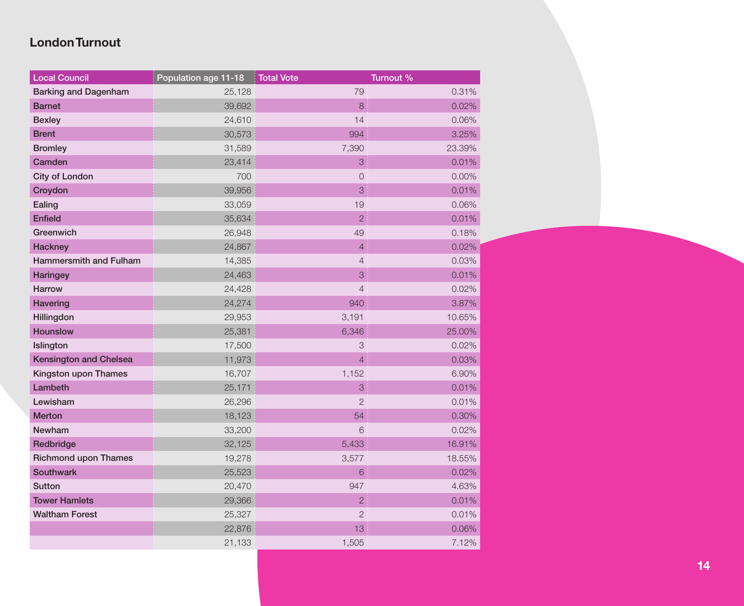## London Turnout

| Local Council | Population age 11-18 | Total Vote | Turnout % |
|---|---|---|---|
| Barking and Dagenham | 25,128 | 79 | 0.31% |
| Barnet | 39,692 | 8 | 0.02% |
| Bexley | 24,610 | 14 | 0.06% |
| Brent | 30,573 | 994 | 3.25% |
| Bromley | 31,589 | 7,390 | 23.39% |
| Camden | 23,414 | 3 | 0.01% |
| City of London | 700 | 0 | 0.00% |
| Croydon | 39,956 | 3 | 0.01% |
| Ealing | 33,059 | 19 | 0.06% |
| Enfield | 35,634 | 2 | 0.01% |
| Greenwich | 26,948 | 49 | 0.18% |
| Hackney | 24,867 | 4 | 0.02% |
| Hammersmith and Fulham | 14,385 | 4 | 0.03% |
| Haringey | 24,463 | 3 | 0.01% |
| Harrow | 24,428 | 4 | 0.02% |
| Havering | 24,274 | 940 | 3.87% |
| Hillingdon | 29,953 | 3,191 | 10.65% |
| Hounslow | 25,381 | 6,346 | 25.00% |
| Islington | 17,500 | 3 | 0.02% |
| Kensington and Chelsea | 11,973 | 4 | 0.03% |
| Kingston upon Thames | 16,707 | 1,152 | 6.90% |
| Lambeth | 25,171 | 3 | 0.01% |
| Lewisham | 26,296 | 2 | 0.01% |
| Merton | 18,123 | 54 | 0.30% |
| Newham | 33,200 | 6 | 0.02% |
| Redbridge | 32,125 | 5,433 | 16.91% |
| Richmond upon Thames | 19,278 | 3,577 | 18.55% |
| Southwark | 25,523 | 6 | 0.02% |
| Sutton | 20,470 | 947 | 4.63% |
| Tower Hamlets | 29,366 | 2 | 0.01% |
| Waltham Forest | 25,327 | 2 | 0.01% |
| | 22,876 | 13 | 0.06% |
| | 21,133 | 1,505 | 7.12% |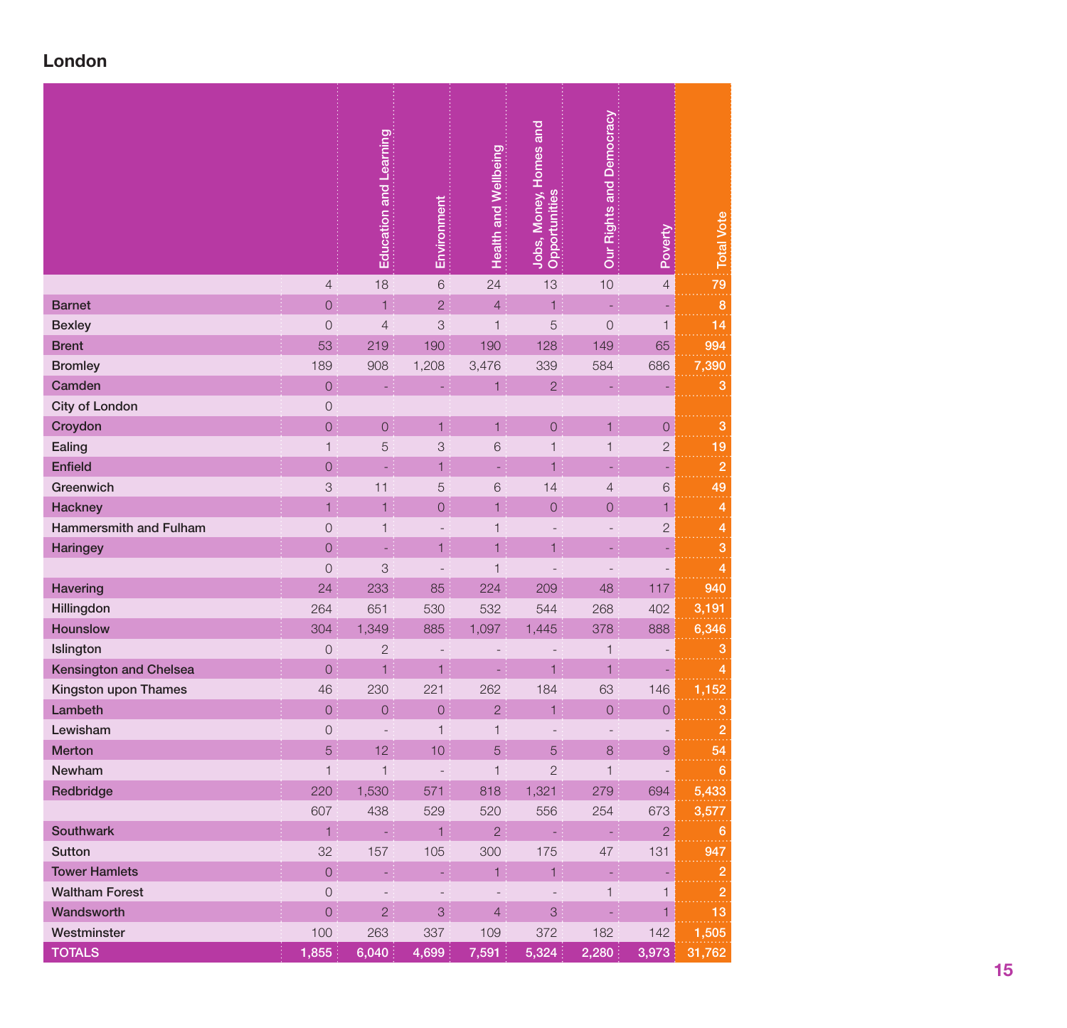## London

| | | Education and Learning | Environment | Health and Wellbeing | Jobs, Money, Homes and Opportunities | Our Rights and Democracy | Poverty | Total Vote |
|---|---|---|---|---|---|---|---|---|
| | 4 | 18 | 6 | 24 | 13 | 10 | 4 | 79 |
| Barnet | 0 | 1 | 2 | 4 | 1 | - | - | 8 |
| Bexley | 0 | 4 | 3 | 1 | 5 | 0 | 1 | 14 |
| Brent | 53 | 219 | 190 | 190 | 128 | 149 | 65 | 994 |
| Bromley | 189 | 908 | 1,208 | 3,476 | 339 | 584 | 686 | 7,390 |
| Camden | 0 | - | - | 1 | 2 | - | - | 3 |
| City of London | 0 | | | | | | | |
| Croydon | 0 | 0 | 1 | 1 | 0 | 1 | 0 | 3 |
| Ealing | 1 | 5 | 3 | 6 | 1 | 1 | 2 | 19 |
| Enfield | 0 | - | 1 | - | 1 | - | - | 2 |
| Greenwich | 3 | 11 | 5 | 6 | 14 | 4 | 6 | 49 |
| Hackney | 1 | 1 | 0 | 1 | 0 | 0 | 1 | 4 |
| Hammersmith and Fulham | 0 | 1 | - | 1 | - | - | 2 | 4 |
| Haringey | 0 | - | 1 | 1 | 1 | - | - | 3 |
| | 0 | 3 | - | 1 | - | - | - | 4 |
| Havering | 24 | 233 | 85 | 224 | 209 | 48 | 117 | 940 |
| Hillingdon | 264 | 651 | 530 | 532 | 544 | 268 | 402 | 3,191 |
| Hounslow | 304 | 1,349 | 885 | 1,097 | 1,445 | 378 | 888 | 6,346 |
| Islington | 0 | 2 | - | - | - | 1 | - | 3 |
| Kensington and Chelsea | 0 | 1 | 1 | - | 1 | 1 | - | 4 |
| Kingston upon Thames | 46 | 230 | 221 | 262 | 184 | 63 | 146 | 1,152 |
| Lambeth | 0 | 0 | 0 | 2 | 1 | 0 | 0 | 3 |
| Lewisham | 0 | - | 1 | 1 | - | - | - | 2 |
| Merton | 5 | 12 | 10 | 5 | 5 | 8 | 9 | 54 |
| Newham | 1 | 1 | - | 1 | 2 | 1 | - | 6 |
| Redbridge | 220 | 1,530 | 571 | 818 | 1,321 | 279 | 694 | 5,433 |
| | 607 | 438 | 529 | 520 | 556 | 254 | 673 | 3,577 |
| Southwark | 1 | - | 1 | 2 | - | - | 2 | 6 |
| Sutton | 32 | 157 | 105 | 300 | 175 | 47 | 131 | 947 |
| Tower Hamlets | 0 | - | - | 1 | 1 | - | - | 2 |
| Waltham Forest | 0 | - | - | - | - | 1 | 1 | 2 |
| Wandsworth | 0 | 2 | 3 | 4 | 3 | - | 1 | 13 |
| Westminster | 100 | 263 | 337 | 109 | 372 | 182 | 142 | 1,505 |
| TOTALS | 1,855 | 6,040 | 4,699 | 7,591 | 5,324 | 2,280 | 3,973 | 31,762 |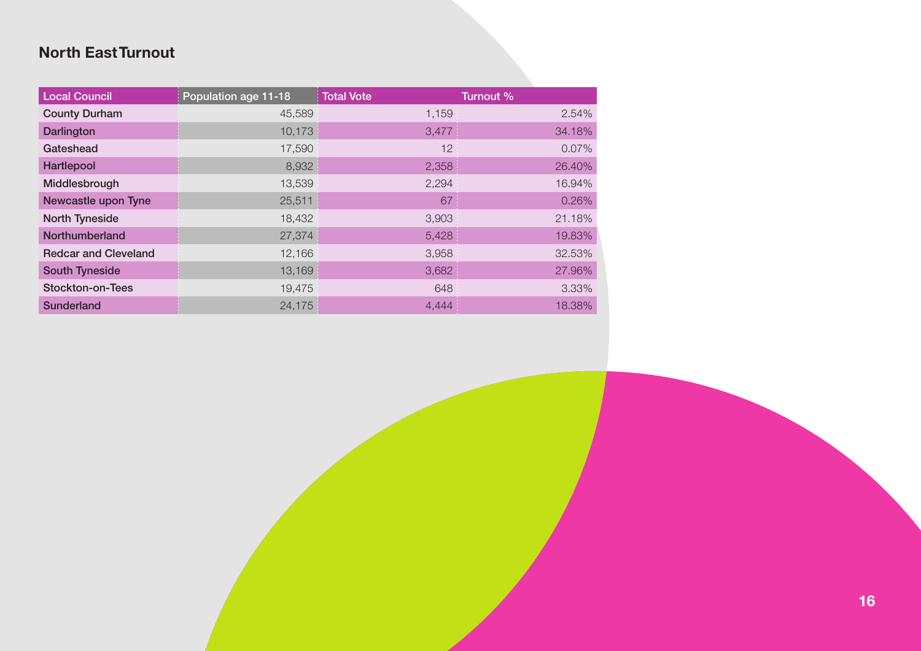## North East Turnout

| Local Council | Population age 11-18 | Total Vote | Turnout % |
|---|---|---|---|
| County Durham | 45,589 | 1,159 | 2.54% |
| Darlington | 10,173 | 3,477 | 34.18% |
| Gateshead | 17,590 | 12 | 0.07% |
| Hartlepool | 8,932 | 2,358 | 26.40% |
| Middlesbrough | 13,539 | 2,294 | 16.94% |
| Newcastle upon Tyne | 25,511 | 67 | 0.26% |
| North Tyneside | 18,432 | 3,903 | 21.18% |
| Northumberland | 27,374 | 5,428 | 19.83% |
| Redcar and Cleveland | 12,166 | 3,958 | 32.53% |
| South Tyneside | 13,169 | 3,682 | 27.96% |
| Stockton-on-Tees | 19,475 | 648 | 3.33% |
| Sunderland | 24,175 | 4,444 | 18.38% |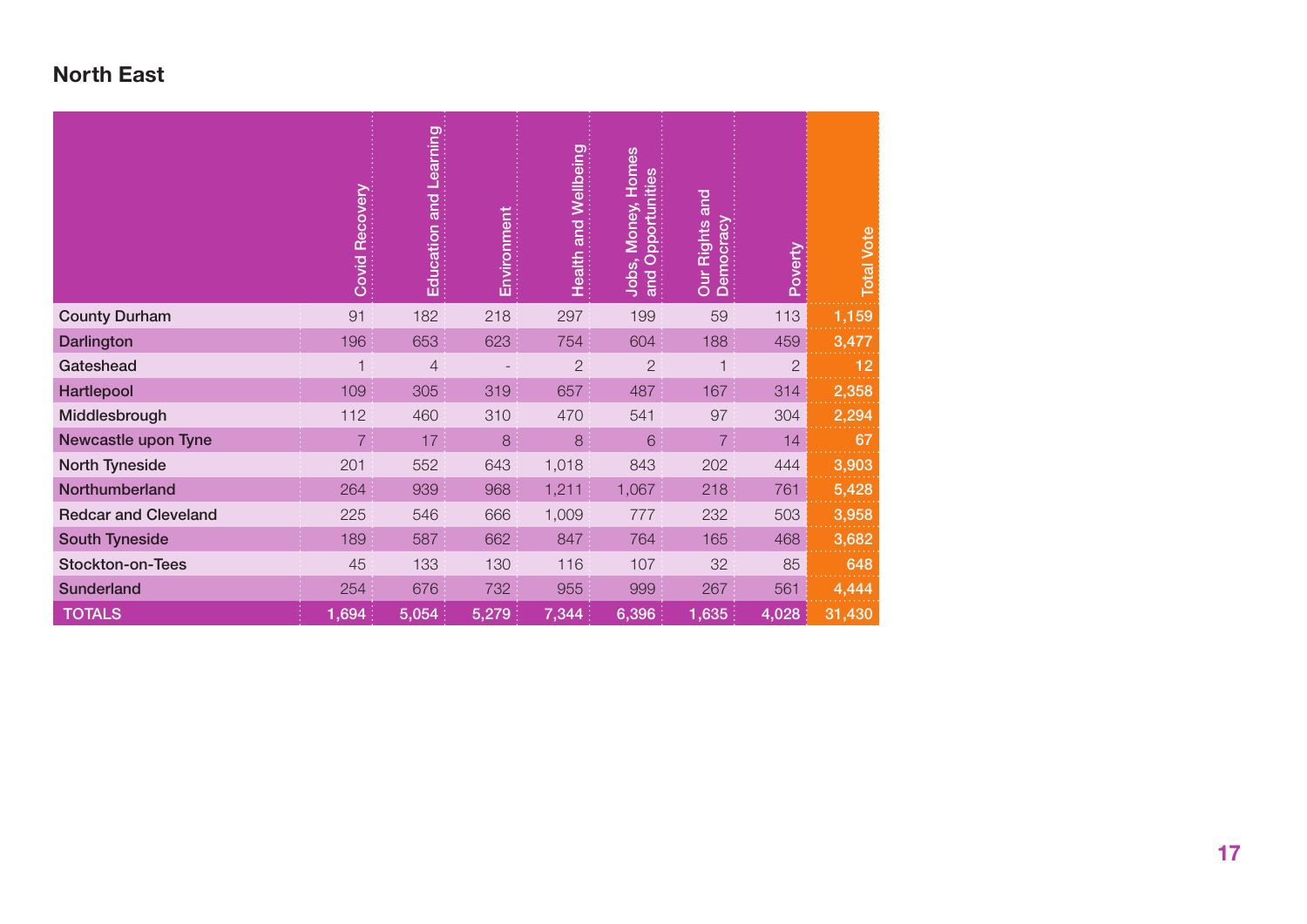## North East

| | Covid Recovery | Education and Learning | Environment | Health and Wellbeing | Jobs, Money, Homes and Opportunities | Our Rights and Democracy | Poverty | Total Vote |
|---|---|---|---|---|---|---|---|---|
| County Durham | 91 | 182 | 218 | 297 | 199 | 59 | 113 | 1,159 |
| Darlington | 196 | 653 | 623 | 754 | 604 | 188 | 459 | 3,477 |
| Gateshead | 1 | 4 | - | 2 | 2 | 1 | 2 | 12 |
| Hartlepool | 109 | 305 | 319 | 657 | 487 | 167 | 314 | 2,358 |
| Middlesbrough | 112 | 460 | 310 | 470 | 541 | 97 | 304 | 2,294 |
| Newcastle upon Tyne | 7 | 17 | 8 | 8 | 6 | 7 | 14 | 67 |
| North Tyneside | 201 | 552 | 643 | 1,018 | 843 | 202 | 444 | 3,903 |
| Northumberland | 264 | 939 | 968 | 1,211 | 1,067 | 218 | 761 | 5,428 |
| Redcar and Cleveland | 225 | 546 | 666 | 1,009 | 777 | 232 | 503 | 3,958 |
| South Tyneside | 189 | 587 | 662 | 847 | 764 | 165 | 468 | 3,682 |
| Stockton-on-Tees | 45 | 133 | 130 | 116 | 107 | 32 | 85 | 648 |
| Sunderland | 254 | 676 | 732 | 955 | 999 | 267 | 561 | 4,444 |
| TOTALS | 1,694 | 5,054 | 5,279 | 7,344 | 6,396 | 1,635 | 4,028 | 31,430 |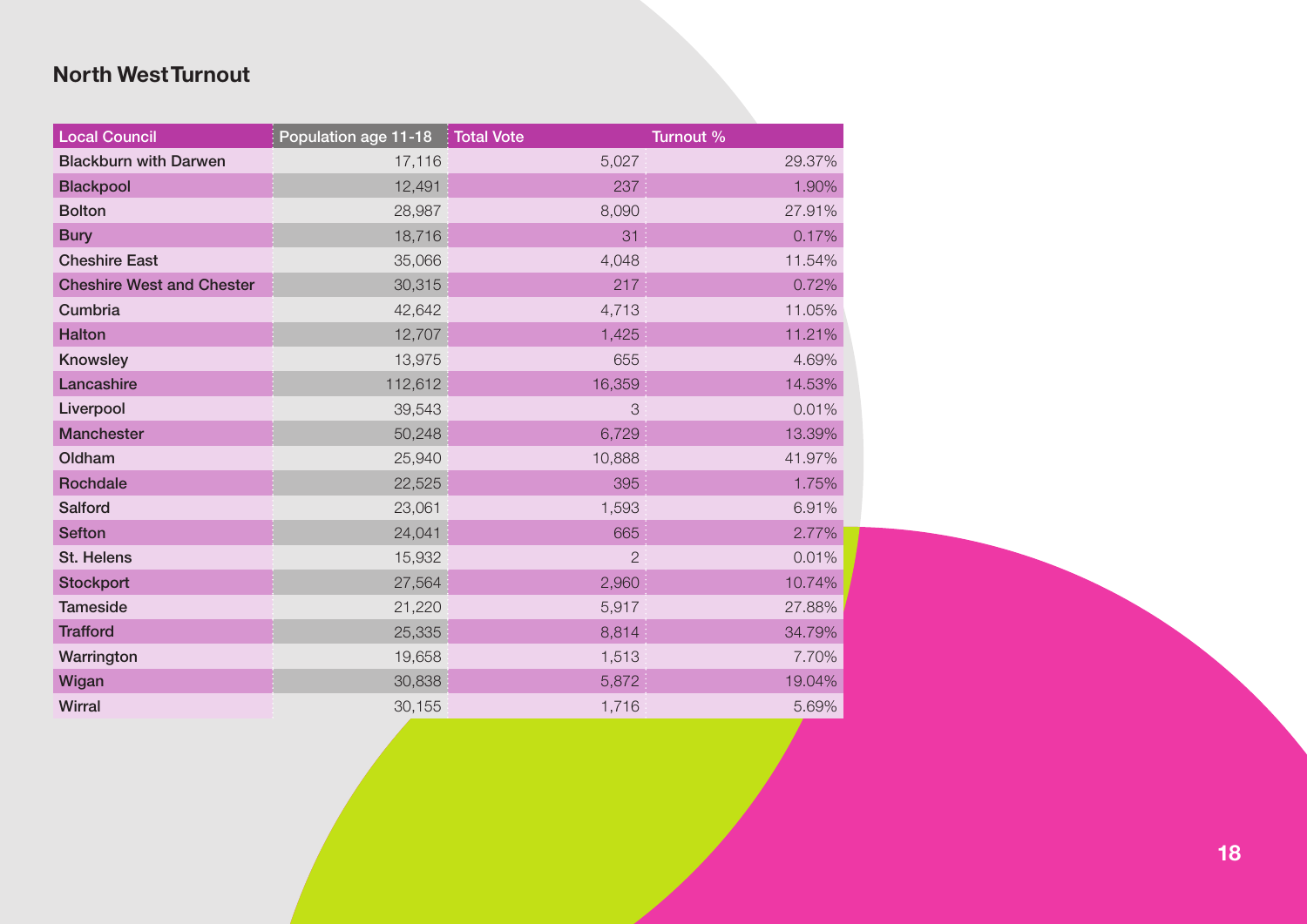## North West Turnout

| Local Council | Population age 11-18 | Total Vote | Turnout % |
|---|---|---|---|
| Blackburn with Darwen | 17,116 | 5,027 | 29.37% |
| Blackpool | 12,491 | 237 | 1.90% |
| Bolton | 28,987 | 8,090 | 27.91% |
| Bury | 18,716 | 31 | 0.17% |
| Cheshire East | 35,066 | 4,048 | 11.54% |
| Cheshire West and Chester | 30,315 | 217 | 0.72% |
| Cumbria | 42,642 | 4,713 | 11.05% |
| Halton | 12,707 | 1,425 | 11.21% |
| Knowsley | 13,975 | 655 | 4.69% |
| Lancashire | 112,612 | 16,359 | 14.53% |
| Liverpool | 39,543 | 3 | 0.01% |
| Manchester | 50,248 | 6,729 | 13.39% |
| Oldham | 25,940 | 10,888 | 41.97% |
| Rochdale | 22,525 | 395 | 1.75% |
| Salford | 23,061 | 1,593 | 6.91% |
| Sefton | 24,041 | 665 | 2.77% |
| St. Helens | 15,932 | 2 | 0.01% |
| Stockport | 27,564 | 2,960 | 10.74% |
| Tameside | 21,220 | 5,917 | 27.88% |
| Trafford | 25,335 | 8,814 | 34.79% |
| Warrington | 19,658 | 1,513 | 7.70% |
| Wigan | 30,838 | 5,872 | 19.04% |
| Wirral | 30,155 | 1,716 | 5.69% |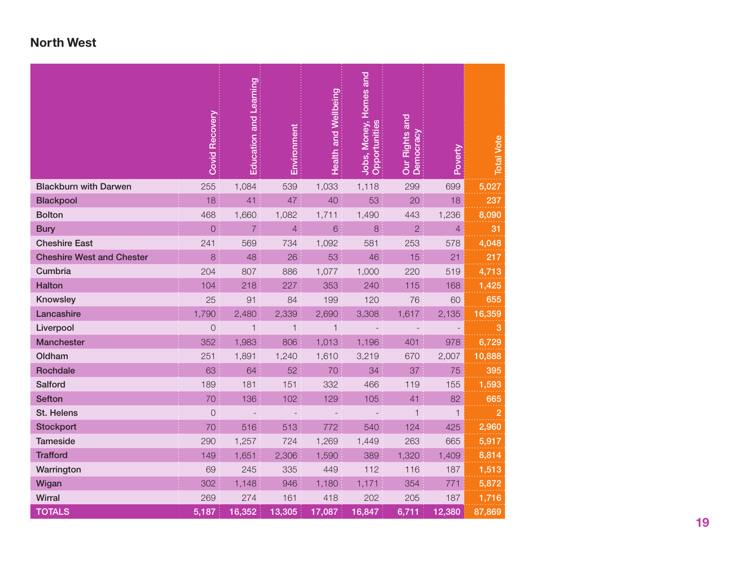## North West

| | Covid Recovery | Education and Learning | Environment | Health and Wellbeing | Jobs, Money, Homes and Opportunities | Our Rights and Democracy | Poverty | Total Vote |
|---|---|---|---|---|---|---|---|---|
| **Blackburn with Darwen** | 255 | 1,084 | 539 | 1,033 | 1,118 | 299 | 699 | **5,027** |
| **Blackpool** | 18 | 41 | 47 | 40 | 53 | 20 | 18 | **237** |
| **Bolton** | 468 | 1,660 | 1,082 | 1,711 | 1,490 | 443 | 1,236 | **8,090** |
| **Bury** | 0 | 7 | 4 | 6 | 8 | 2 | 4 | **31** |
| **Cheshire East** | 241 | 569 | 734 | 1,092 | 581 | 253 | 578 | **4,048** |
| **Cheshire West and Chester** | 8 | 48 | 26 | 53 | 46 | 15 | 21 | **217** |
| **Cumbria** | 204 | 807 | 886 | 1,077 | 1,000 | 220 | 519 | **4,713** |
| **Halton** | 104 | 218 | 227 | 353 | 240 | 115 | 168 | **1,425** |
| **Knowsley** | 25 | 91 | 84 | 199 | 120 | 76 | 60 | **655** |
| **Lancashire** | 1,790 | 2,480 | 2,339 | 2,690 | 3,308 | 1,617 | 2,135 | **16,359** |
| **Liverpool** | 0 | 1 | 1 | 1 | - | - | - | **3** |
| **Manchester** | 352 | 1,983 | 806 | 1,013 | 1,196 | 401 | 978 | **6,729** |
| **Oldham** | 251 | 1,891 | 1,240 | 1,610 | 3,219 | 670 | 2,007 | **10,888** |
| **Rochdale** | 63 | 64 | 52 | 70 | 34 | 37 | 75 | **395** |
| **Salford** | 189 | 181 | 151 | 332 | 466 | 119 | 155 | **1,593** |
| **Sefton** | 70 | 136 | 102 | 129 | 105 | 41 | 82 | **665** |
| **St. Helens** | 0 | - | - | - | - | 1 | 1 | **2** |
| **Stockport** | 70 | 516 | 513 | 772 | 540 | 124 | 425 | **2,960** |
| **Tameside** | 290 | 1,257 | 724 | 1,269 | 1,449 | 263 | 665 | **5,917** |
| **Trafford** | 149 | 1,651 | 2,306 | 1,590 | 389 | 1,320 | 1,409 | **8,814** |
| **Warrington** | 69 | 245 | 335 | 449 | 112 | 116 | 187 | **1,513** |
| **Wigan** | 302 | 1,148 | 946 | 1,180 | 1,171 | 354 | 771 | **5,872** |
| **Wirral** | 269 | 274 | 161 | 418 | 202 | 205 | 187 | **1,716** |
| **TOTALS** | **5,187** | **16,352** | **13,305** | **17,087** | **16,847** | **6,711** | **12,380** | **87,869** |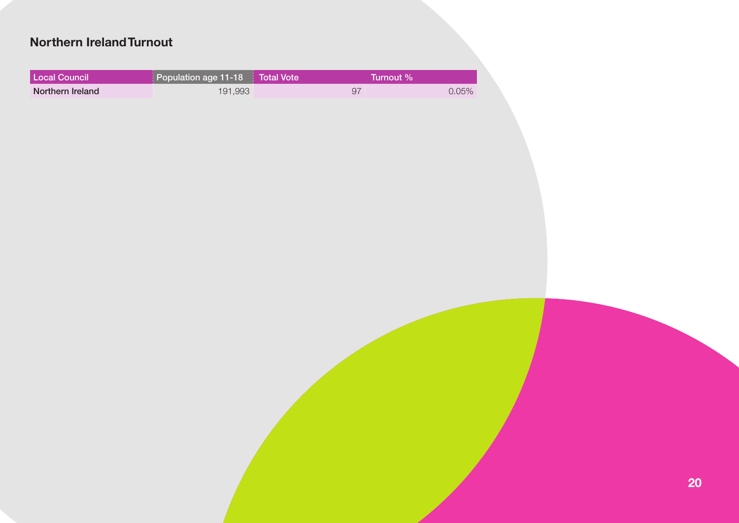## Northern Ireland Turnout

| Local Council | Population age 11-18 | Total Vote | Turnout % |
|---|---|---|---|
| Northern Ireland | 191,993 | 97 | 0.05% |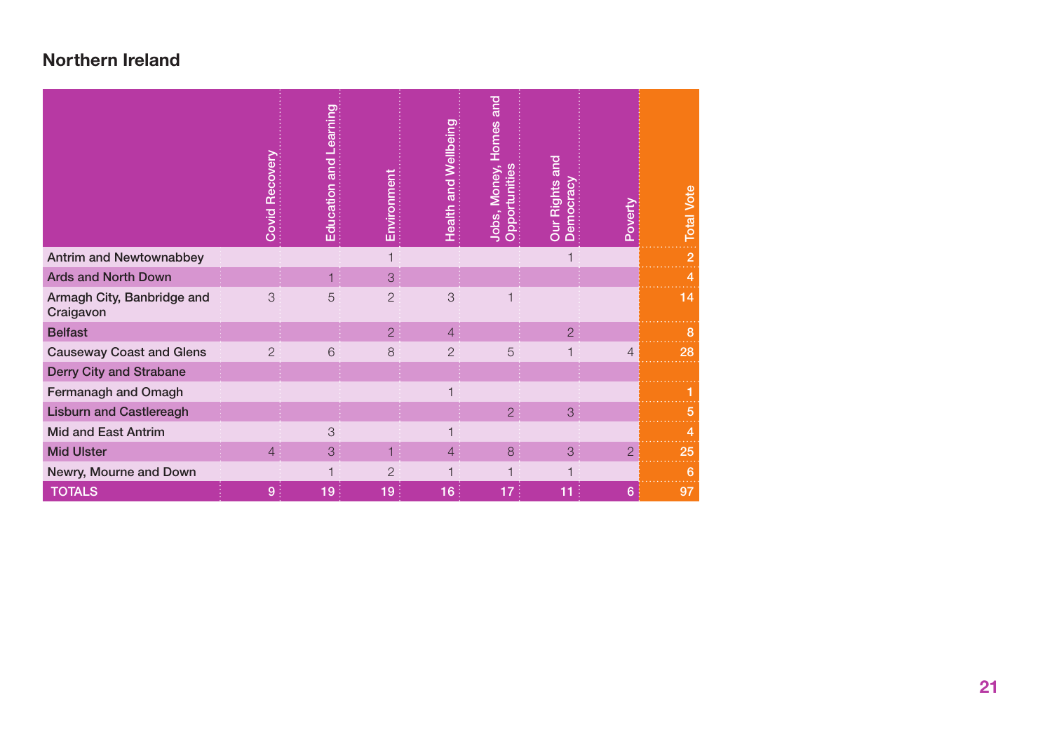## Northern Ireland

| | Covid Recovery | Education and Learning | Environment | Health and Wellbeing | Jobs, Money, Homes and Opportunities | Our Rights and Democracy | Poverty | Total Vote |
|---|---|---|---|---|---|---|---|---|
| Antrim and Newtownabbey | | | 1 | | | 1 | | 2 |
| Ards and North Down | | 1 | 3 | | | | | 4 |
| Armagh City, Banbridge and Craigavon | 3 | 5 | 2 | 3 | 1 | | | 14 |
| Belfast | | | 2 | 4 | | 2 | | 8 |
| Causeway Coast and Glens | 2 | 6 | 8 | 2 | 5 | 1 | 4 | 28 |
| Derry City and Strabane | | | | | | | | |
| Fermanagh and Omagh | | | | 1 | | | | 1 |
| Lisburn and Castlereagh | | | | | 2 | 3 | | 5 |
| Mid and East Antrim | | 3 | | 1 | | | | 4 |
| Mid Ulster | 4 | 3 | 1 | 4 | 8 | 3 | 2 | 25 |
| Newry, Mourne and Down | | 1 | 2 | 1 | 1 | 1 | | 6 |
| TOTALS | 9 | 19 | 19 | 16 | 17 | 11 | 6 | 97 |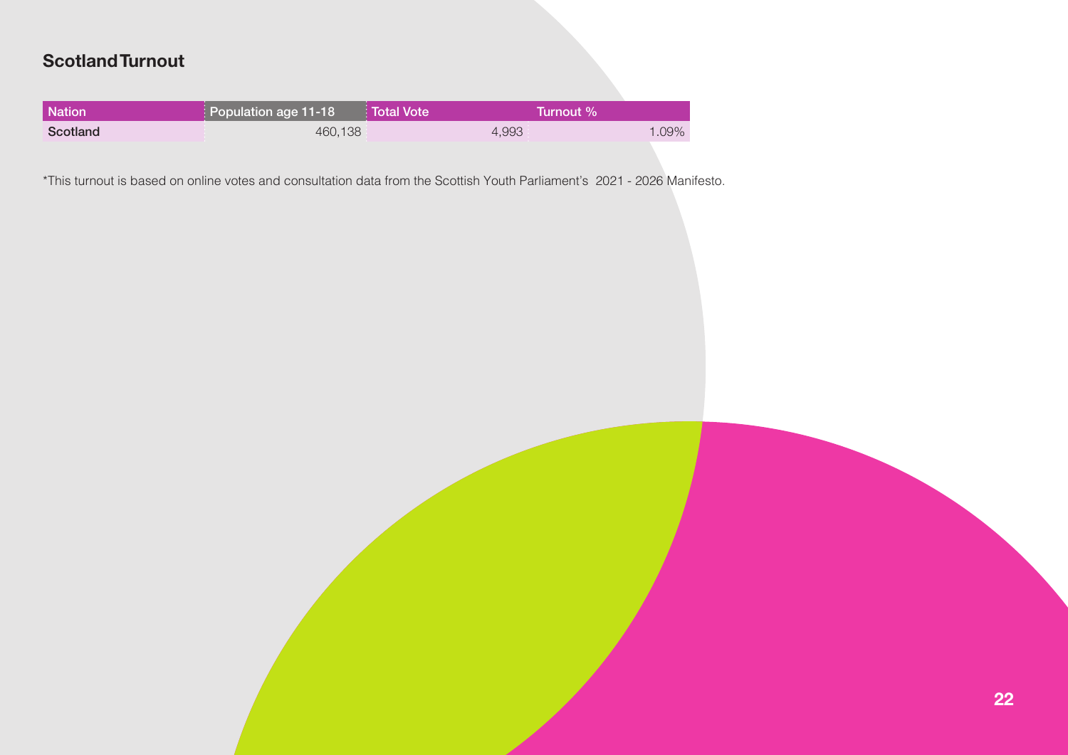## Scotland Turnout

| Nation | Population age 11-18 | Total Vote | Turnout % |
|---|---|---|---|
| Scotland | 460,138 | 4,993 | 1.09% |

*This turnout is based on online votes and consultation data from the Scottish Youth Parliament's 2021 - 2026 Manifesto.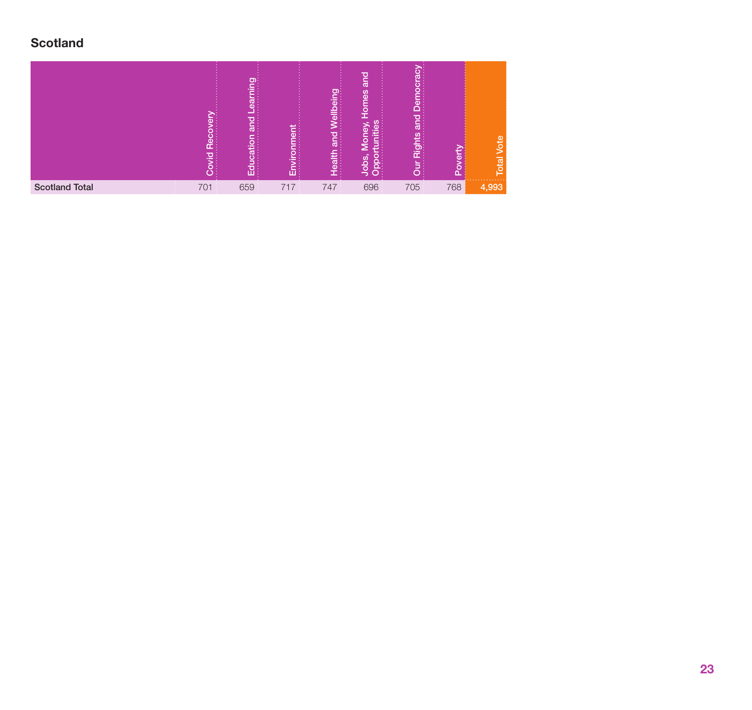## Scotland

| | Covid Recovery | Education and Learning | Environment | Health and Wellbeing | Jobs, Money, Homes and Opportunities | Our Rights and Democracy | Poverty | Total Vote |
|---|---|---|---|---|---|---|---|---|
| **Scotland Total** | 701 | 659 | 717 | 747 | 696 | 705 | 768 | **4,993** |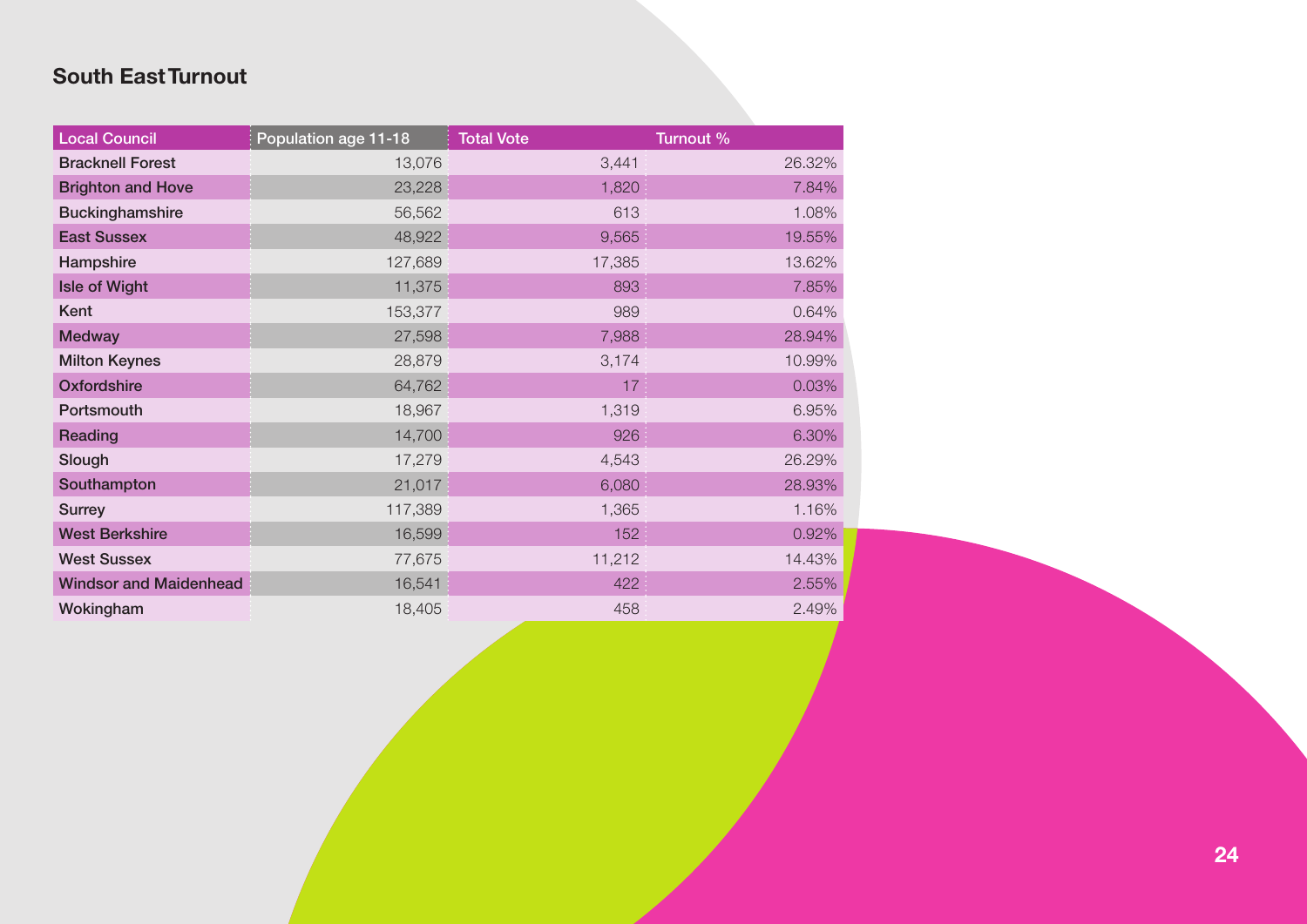## South East Turnout

| Local Council | Population age 11-18 | Total Vote | Turnout % |
|---|---|---|---|
| Bracknell Forest | 13,076 | 3,441 | 26.32% |
| Brighton and Hove | 23,228 | 1,820 | 7.84% |
| Buckinghamshire | 56,562 | 613 | 1.08% |
| East Sussex | 48,922 | 9,565 | 19.55% |
| Hampshire | 127,689 | 17,385 | 13.62% |
| Isle of Wight | 11,375 | 893 | 7.85% |
| Kent | 153,377 | 989 | 0.64% |
| Medway | 27,598 | 7,988 | 28.94% |
| Milton Keynes | 28,879 | 3,174 | 10.99% |
| Oxfordshire | 64,762 | 17 | 0.03% |
| Portsmouth | 18,967 | 1,319 | 6.95% |
| Reading | 14,700 | 926 | 6.30% |
| Slough | 17,279 | 4,543 | 26.29% |
| Southampton | 21,017 | 6,080 | 28.93% |
| Surrey | 117,389 | 1,365 | 1.16% |
| West Berkshire | 16,599 | 152 | 0.92% |
| West Sussex | 77,675 | 11,212 | 14.43% |
| Windsor and Maidenhead | 16,541 | 422 | 2.55% |
| Wokingham | 18,405 | 458 | 2.49% |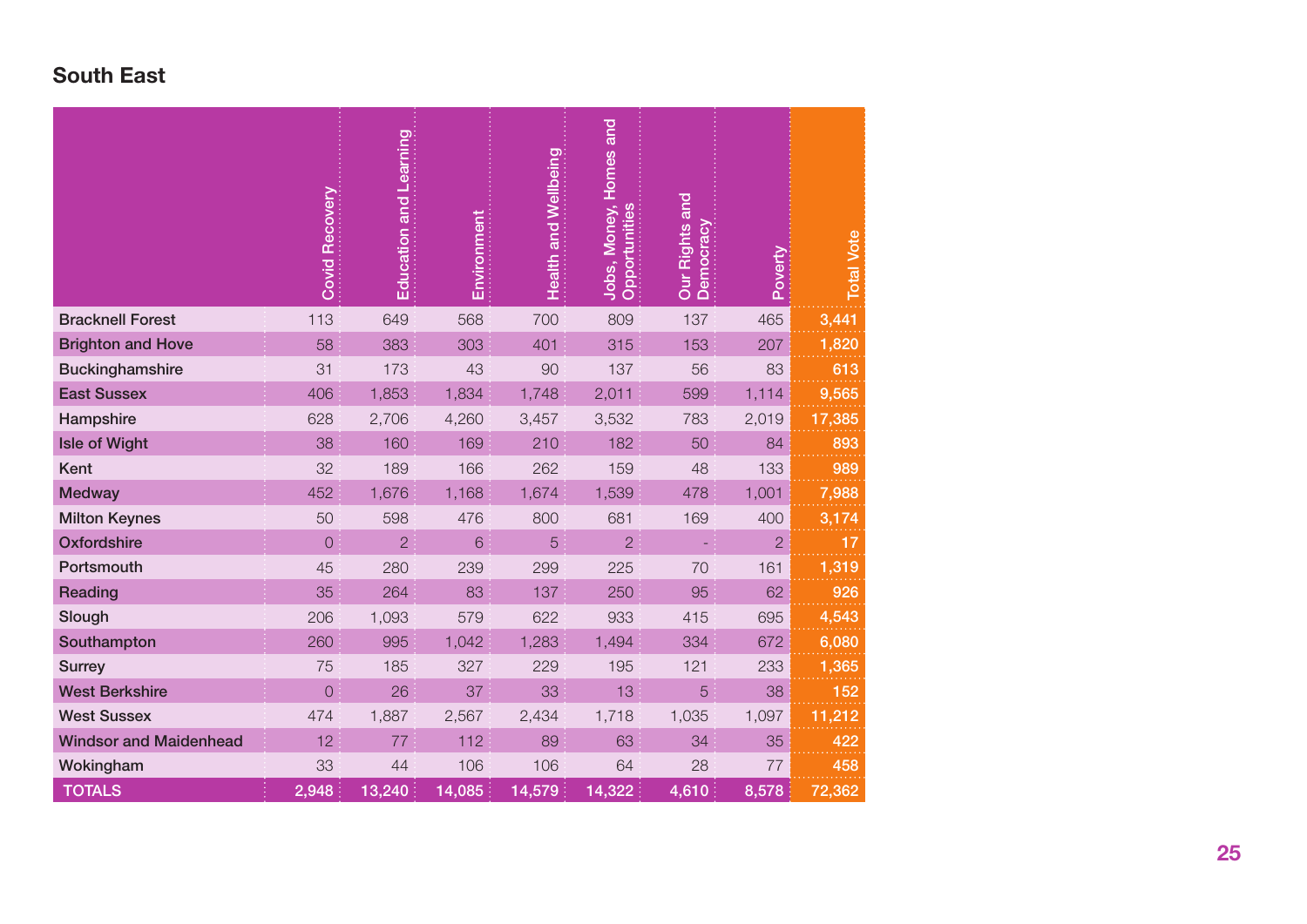## South East

| | Covid Recovery | Education and Learning | Environment | Health and Wellbeing | Jobs, Money, Homes and Opportunities | Our Rights and Democracy | Poverty | Total Vote |
|---|---|---|---|---|---|---|---|---|
| Bracknell Forest | 113 | 649 | 568 | 700 | 809 | 137 | 465 | 3,441 |
| Brighton and Hove | 58 | 383 | 303 | 401 | 315 | 153 | 207 | 1,820 |
| Buckinghamshire | 31 | 173 | 43 | 90 | 137 | 56 | 83 | 613 |
| East Sussex | 406 | 1,853 | 1,834 | 1,748 | 2,011 | 599 | 1,114 | 9,565 |
| Hampshire | 628 | 2,706 | 4,260 | 3,457 | 3,532 | 783 | 2,019 | 17,385 |
| Isle of Wight | 38 | 160 | 169 | 210 | 182 | 50 | 84 | 893 |
| Kent | 32 | 189 | 166 | 262 | 159 | 48 | 133 | 989 |
| Medway | 452 | 1,676 | 1,168 | 1,674 | 1,539 | 478 | 1,001 | 7,988 |
| Milton Keynes | 50 | 598 | 476 | 800 | 681 | 169 | 400 | 3,174 |
| Oxfordshire | 0 | 2 | 6 | 5 | 2 | - | 2 | 17 |
| Portsmouth | 45 | 280 | 239 | 299 | 225 | 70 | 161 | 1,319 |
| Reading | 35 | 264 | 83 | 137 | 250 | 95 | 62 | 926 |
| Slough | 206 | 1,093 | 579 | 622 | 933 | 415 | 695 | 4,543 |
| Southampton | 260 | 995 | 1,042 | 1,283 | 1,494 | 334 | 672 | 6,080 |
| Surrey | 75 | 185 | 327 | 229 | 195 | 121 | 233 | 1,365 |
| West Berkshire | 0 | 26 | 37 | 33 | 13 | 5 | 38 | 152 |
| West Sussex | 474 | 1,887 | 2,567 | 2,434 | 1,718 | 1,035 | 1,097 | 11,212 |
| Windsor and Maidenhead | 12 | 77 | 112 | 89 | 63 | 34 | 35 | 422 |
| Wokingham | 33 | 44 | 106 | 106 | 64 | 28 | 77 | 458 |
| TOTALS | 2,948 | 13,240 | 14,085 | 14,579 | 14,322 | 4,610 | 8,578 | 72,362 |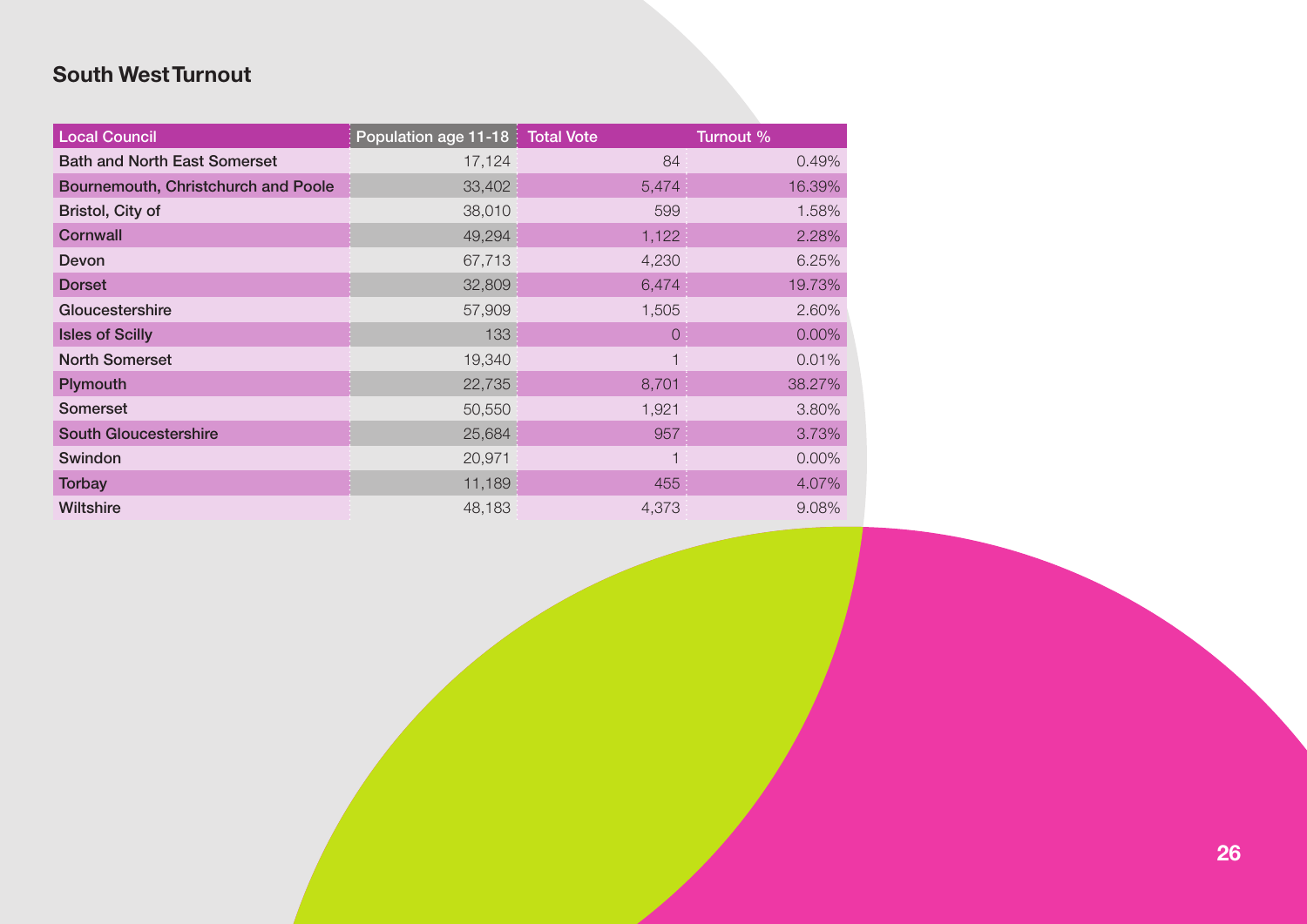## South West Turnout

| Local Council | Population age 11-18 | Total Vote | Turnout % |
|---|---|---|---|
| Bath and North East Somerset | 17,124 | 84 | 0.49% |
| Bournemouth, Christchurch and Poole | 33,402 | 5,474 | 16.39% |
| Bristol, City of | 38,010 | 599 | 1.58% |
| Cornwall | 49,294 | 1,122 | 2.28% |
| Devon | 67,713 | 4,230 | 6.25% |
| Dorset | 32,809 | 6,474 | 19.73% |
| Gloucestershire | 57,909 | 1,505 | 2.60% |
| Isles of Scilly | 133 | 0 | 0.00% |
| North Somerset | 19,340 | 1 | 0.01% |
| Plymouth | 22,735 | 8,701 | 38.27% |
| Somerset | 50,550 | 1,921 | 3.80% |
| South Gloucestershire | 25,684 | 957 | 3.73% |
| Swindon | 20,971 | 1 | 0.00% |
| Torbay | 11,189 | 455 | 4.07% |
| Wiltshire | 48,183 | 4,373 | 9.08% |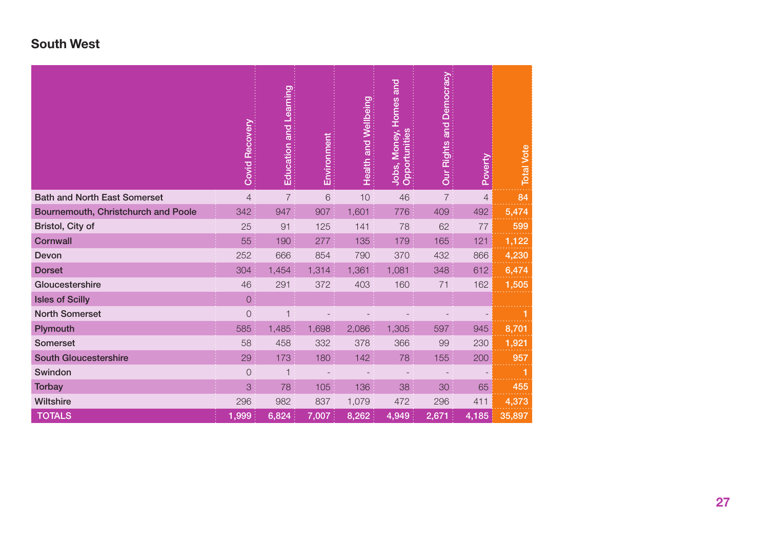## South West

| | Covid Recovery | Education and Learning | Environment | Health and Wellbeing | Jobs, Money, Homes and Opportunities | Our Rights and Democracy | Poverty | Total Vote |
|---|---|---|---|---|---|---|---|---|
| Bath and North East Somerset | 4 | 7 | 6 | 10 | 46 | 7 | 4 | 84 |
| Bournemouth, Christchurch and Poole | 342 | 947 | 907 | 1,601 | 776 | 409 | 492 | 5,474 |
| Bristol, City of | 25 | 91 | 125 | 141 | 78 | 62 | 77 | 599 |
| Cornwall | 55 | 190 | 277 | 135 | 179 | 165 | 121 | 1,122 |
| Devon | 252 | 666 | 854 | 790 | 370 | 432 | 866 | 4,230 |
| Dorset | 304 | 1,454 | 1,314 | 1,361 | 1,081 | 348 | 612 | 6,474 |
| Gloucestershire | 46 | 291 | 372 | 403 | 160 | 71 | 162 | 1,505 |
| Isles of Scilly | 0 | | | | | | | |
| North Somerset | 0 | 1 | - | - | - | - | - | 1 |
| Plymouth | 585 | 1,485 | 1,698 | 2,086 | 1,305 | 597 | 945 | 8,701 |
| Somerset | 58 | 458 | 332 | 378 | 366 | 99 | 230 | 1,921 |
| South Gloucestershire | 29 | 173 | 180 | 142 | 78 | 155 | 200 | 957 |
| Swindon | 0 | 1 | - | - | - | - | - | 1 |
| Torbay | 3 | 78 | 105 | 136 | 38 | 30 | 65 | 455 |
| Wiltshire | 296 | 982 | 837 | 1,079 | 472 | 296 | 411 | 4,373 |
| TOTALS | 1,999 | 6,824 | 7,007 | 8,262 | 4,949 | 2,671 | 4,185 | 35,897 |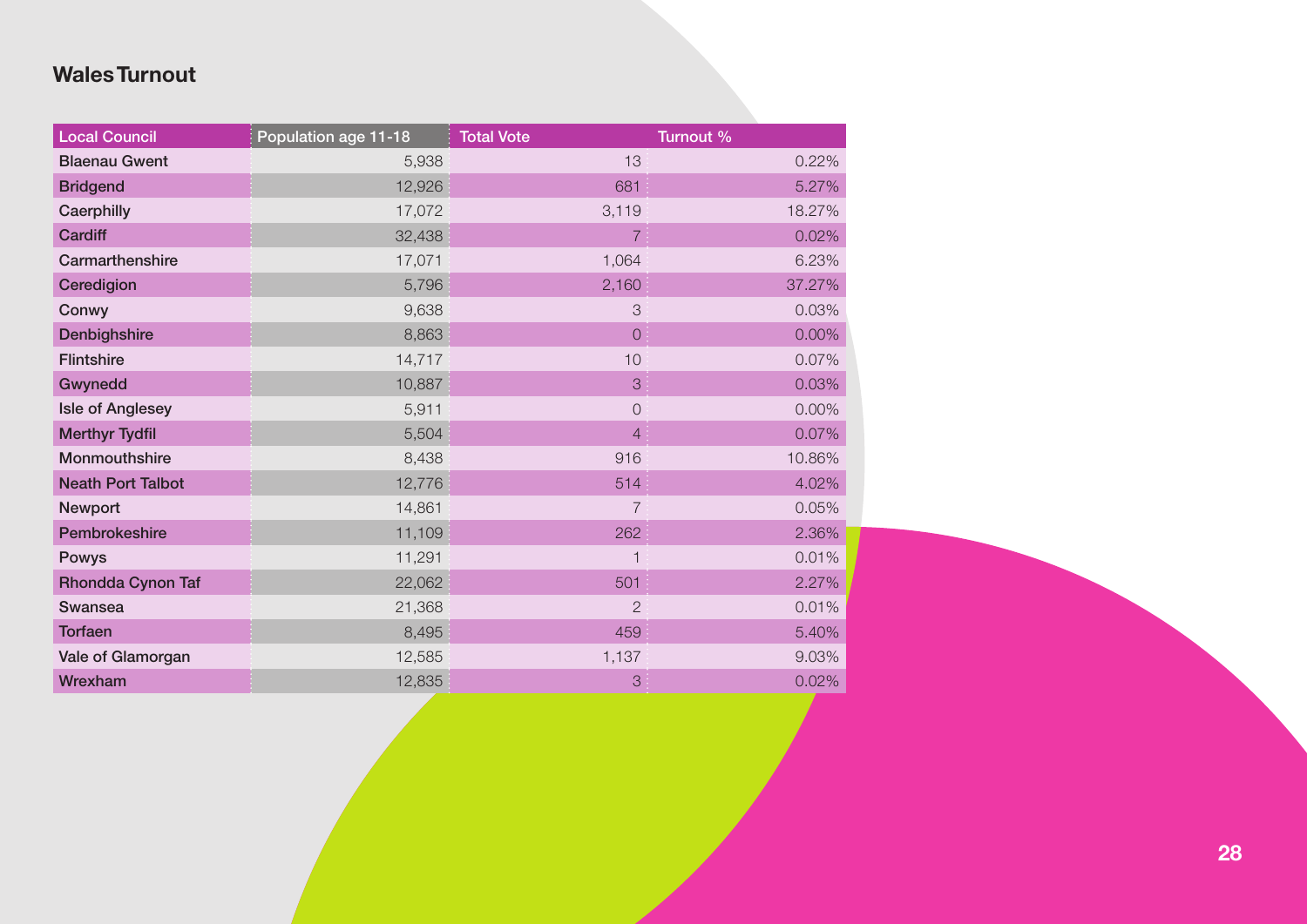## Wales Turnout

| Local Council | Population age 11-18 | Total Vote | Turnout % |
|---|---|---|---|
| Blaenau Gwent | 5,938 | 13 | 0.22% |
| Bridgend | 12,926 | 681 | 5.27% |
| Caerphilly | 17,072 | 3,119 | 18.27% |
| Cardiff | 32,438 | 7 | 0.02% |
| Carmarthenshire | 17,071 | 1,064 | 6.23% |
| Ceredigion | 5,796 | 2,160 | 37.27% |
| Conwy | 9,638 | 3 | 0.03% |
| Denbighshire | 8,863 | 0 | 0.00% |
| Flintshire | 14,717 | 10 | 0.07% |
| Gwynedd | 10,887 | 3 | 0.03% |
| Isle of Anglesey | 5,911 | 0 | 0.00% |
| Merthyr Tydfil | 5,504 | 4 | 0.07% |
| Monmouthshire | 8,438 | 916 | 10.86% |
| Neath Port Talbot | 12,776 | 514 | 4.02% |
| Newport | 14,861 | 7 | 0.05% |
| Pembrokeshire | 11,109 | 262 | 2.36% |
| Powys | 11,291 | 1 | 0.01% |
| Rhondda Cynon Taf | 22,062 | 501 | 2.27% |
| Swansea | 21,368 | 2 | 0.01% |
| Torfaen | 8,495 | 459 | 5.40% |
| Vale of Glamorgan | 12,585 | 1,137 | 9.03% |
| Wrexham | 12,835 | 3 | 0.02% |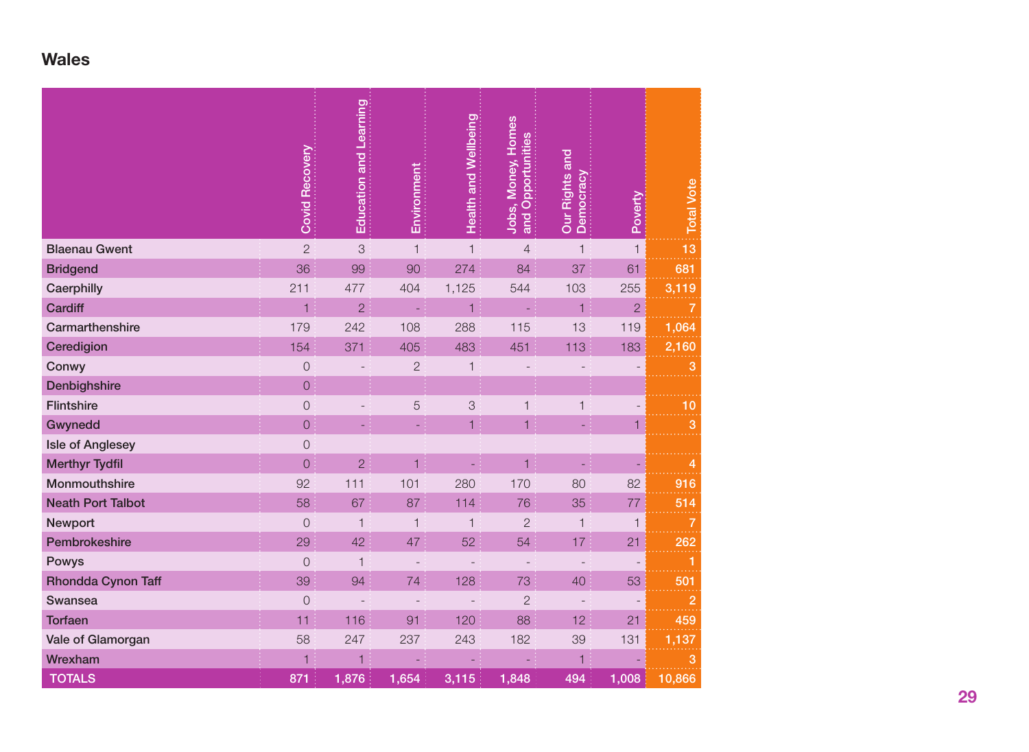## Wales

| | Covid Recovery | Education and Learning | Environment | Health and Wellbeing | Jobs, Money, Homes and Opportunities | Our Rights and Democracy | Poverty | Total Vote |
|---|---|---|---|---|---|---|---|---|
| Blaenau Gwent | 2 | 3 | 1 | 1 | 4 | 1 | 1 | 13 |
| Bridgend | 36 | 99 | 90 | 274 | 84 | 37 | 61 | 681 |
| Caerphilly | 211 | 477 | 404 | 1,125 | 544 | 103 | 255 | 3,119 |
| Cardiff | 1 | 2 | - | 1 | - | 1 | 2 | 7 |
| Carmarthenshire | 179 | 242 | 108 | 288 | 115 | 13 | 119 | 1,064 |
| Ceredigion | 154 | 371 | 405 | 483 | 451 | 113 | 183 | 2,160 |
| Conwy | 0 | - | 2 | 1 | - | - | - | 3 |
| Denbighshire | 0 | | | | | | | |
| Flintshire | 0 | - | 5 | 3 | 1 | 1 | - | 10 |
| Gwynedd | 0 | - | - | 1 | 1 | - | 1 | 3 |
| Isle of Anglesey | 0 | | | | | | | |
| Merthyr Tydfil | 0 | 2 | 1 | - | 1 | - | - | 4 |
| Monmouthshire | 92 | 111 | 101 | 280 | 170 | 80 | 82 | 916 |
| Neath Port Talbot | 58 | 67 | 87 | 114 | 76 | 35 | 77 | 514 |
| Newport | 0 | 1 | 1 | 1 | 2 | 1 | 1 | 7 |
| Pembrokeshire | 29 | 42 | 47 | 52 | 54 | 17 | 21 | 262 |
| Powys | 0 | 1 | - | - | - | - | - | 1 |
| Rhondda Cynon Taff | 39 | 94 | 74 | 128 | 73 | 40 | 53 | 501 |
| Swansea | 0 | - | - | - | 2 | - | - | 2 |
| Torfaen | 11 | 116 | 91 | 120 | 88 | 12 | 21 | 459 |
| Vale of Glamorgan | 58 | 247 | 237 | 243 | 182 | 39 | 131 | 1,137 |
| Wrexham | 1 | 1 | - | - | - | 1 | - | 3 |
| TOTALS | 871 | 1,876 | 1,654 | 3,115 | 1,848 | 494 | 1,008 | 10,866 |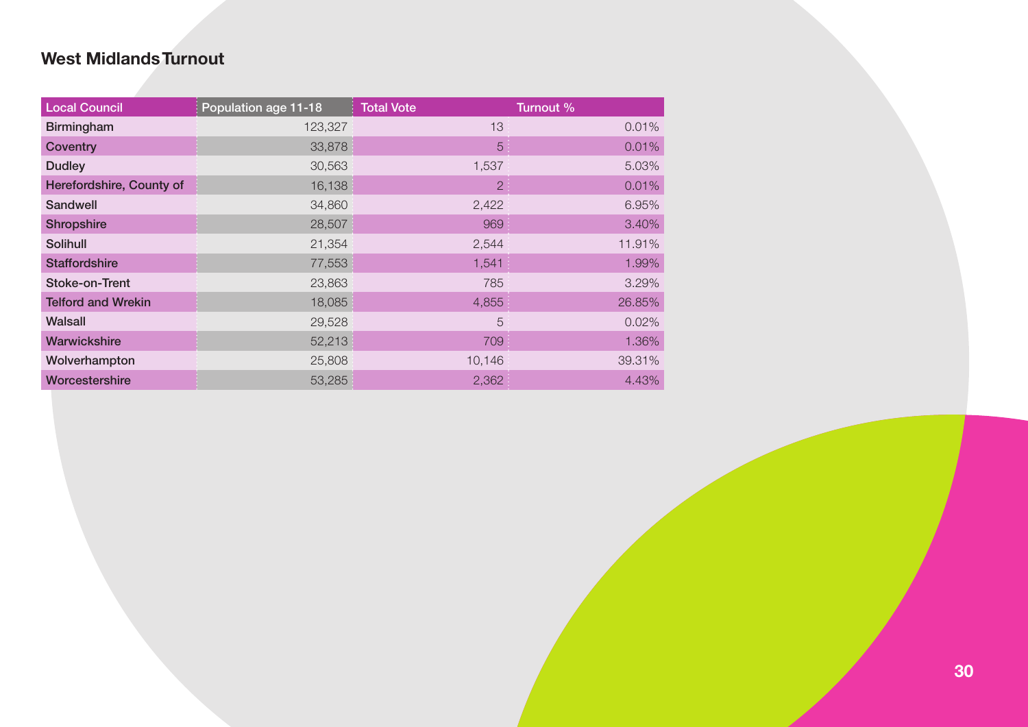## West Midlands Turnout

| Local Council | Population age 11-18 | Total Vote | Turnout % |
|---|---|---|---|
| Birmingham | 123,327 | 13 | 0.01% |
| Coventry | 33,878 | 5 | 0.01% |
| Dudley | 30,563 | 1,537 | 5.03% |
| Herefordshire, County of | 16,138 | 2 | 0.01% |
| Sandwell | 34,860 | 2,422 | 6.95% |
| Shropshire | 28,507 | 969 | 3.40% |
| Solihull | 21,354 | 2,544 | 11.91% |
| Staffordshire | 77,553 | 1,541 | 1.99% |
| Stoke-on-Trent | 23,863 | 785 | 3.29% |
| Telford and Wrekin | 18,085 | 4,855 | 26.85% |
| Walsall | 29,528 | 5 | 0.02% |
| Warwickshire | 52,213 | 709 | 1.36% |
| Wolverhampton | 25,808 | 10,146 | 39.31% |
| Worcestershire | 53,285 | 2,362 | 4.43% |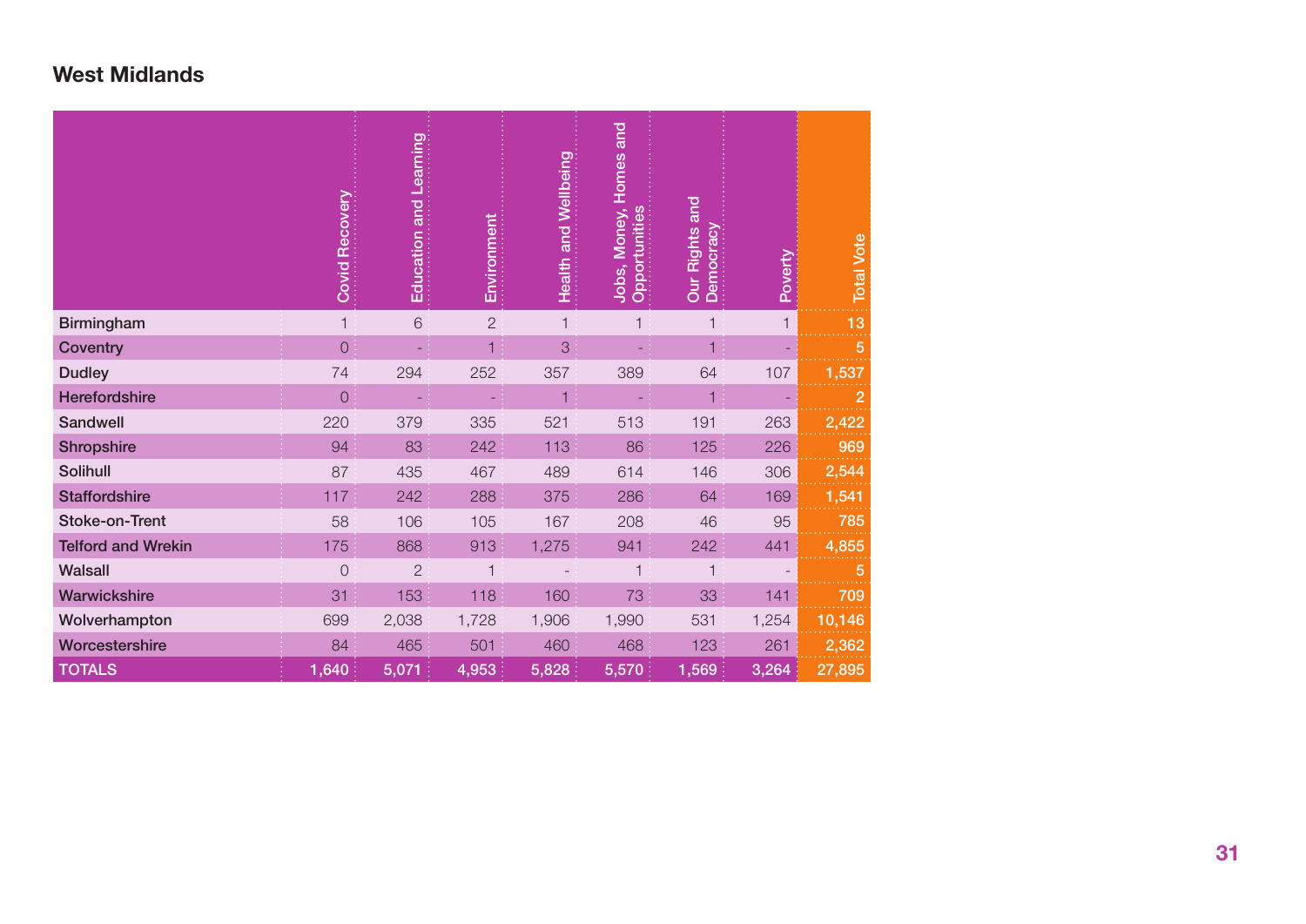## West Midlands

| | Covid Recovery | Education and Learning | Environment | Health and Wellbeing | Jobs, Money, Homes and Opportunities | Our Rights and Democracy | Poverty | Total Vote |
|---|---|---|---|---|---|---|---|---|
| Birmingham | 1 | 6 | 2 | 1 | 1 | 1 | 1 | 13 |
| Coventry | 0 | - | 1 | 3 | - | 1 | - | 5 |
| Dudley | 74 | 294 | 252 | 357 | 389 | 64 | 107 | 1,537 |
| Herefordshire | 0 | - | - | 1 | - | 1 | - | 2 |
| Sandwell | 220 | 379 | 335 | 521 | 513 | 191 | 263 | 2,422 |
| Shropshire | 94 | 83 | 242 | 113 | 86 | 125 | 226 | 969 |
| Solihull | 87 | 435 | 467 | 489 | 614 | 146 | 306 | 2,544 |
| Staffordshire | 117 | 242 | 288 | 375 | 286 | 64 | 169 | 1,541 |
| Stoke-on-Trent | 58 | 106 | 105 | 167 | 208 | 46 | 95 | 785 |
| Telford and Wrekin | 175 | 868 | 913 | 1,275 | 941 | 242 | 441 | 4,855 |
| Walsall | 0 | 2 | 1 | - | 1 | 1 | - | 5 |
| Warwickshire | 31 | 153 | 118 | 160 | 73 | 33 | 141 | 709 |
| Wolverhampton | 699 | 2,038 | 1,728 | 1,906 | 1,990 | 531 | 1,254 | 10,146 |
| Worcestershire | 84 | 465 | 501 | 460 | 468 | 123 | 261 | 2,362 |
| TOTALS | 1,640 | 5,071 | 4,953 | 5,828 | 5,570 | 1,569 | 3,264 | 27,895 |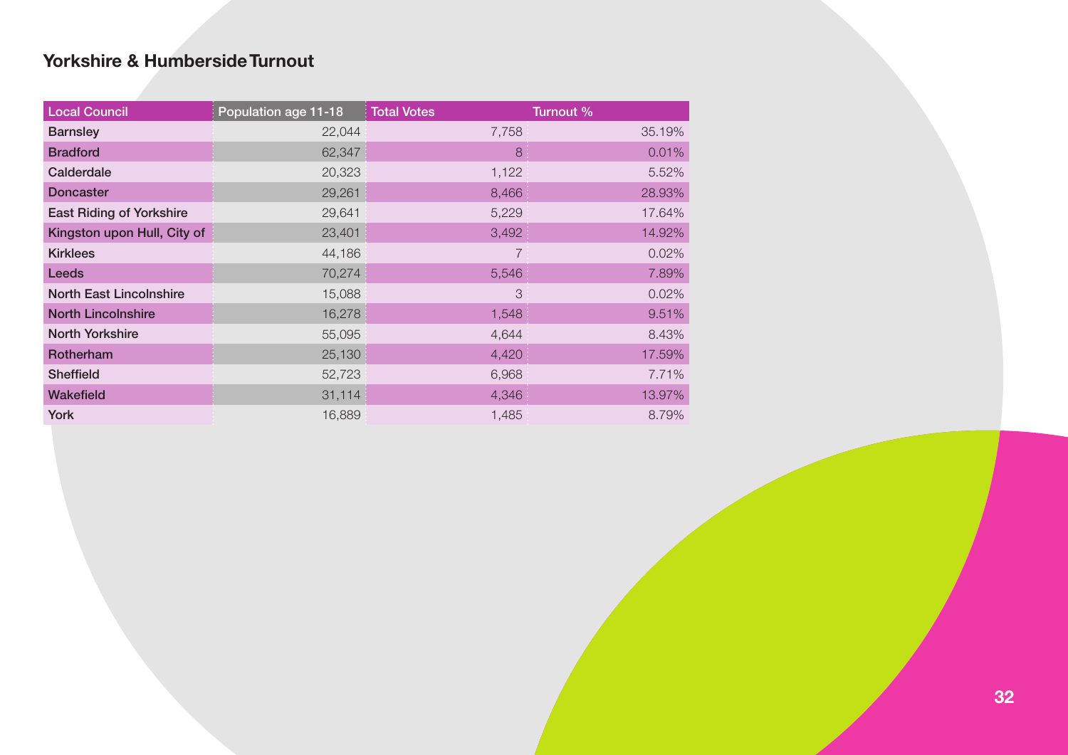## Yorkshire & Humberside Turnout

| Local Council | Population age 11-18 | Total Votes | Turnout % |
|---|---|---|---|
| Barnsley | 22,044 | 7,758 | 35.19% |
| Bradford | 62,347 | 8 | 0.01% |
| Calderdale | 20,323 | 1,122 | 5.52% |
| Doncaster | 29,261 | 8,466 | 28.93% |
| East Riding of Yorkshire | 29,641 | 5,229 | 17.64% |
| Kingston upon Hull, City of | 23,401 | 3,492 | 14.92% |
| Kirklees | 44,186 | 7 | 0.02% |
| Leeds | 70,274 | 5,546 | 7.89% |
| North East Lincolnshire | 15,088 | 3 | 0.02% |
| North Lincolnshire | 16,278 | 1,548 | 9.51% |
| North Yorkshire | 55,095 | 4,644 | 8.43% |
| Rotherham | 25,130 | 4,420 | 17.59% |
| Sheffield | 52,723 | 6,968 | 7.71% |
| Wakefield | 31,114 | 4,346 | 13.97% |
| York | 16,889 | 1,485 | 8.79% |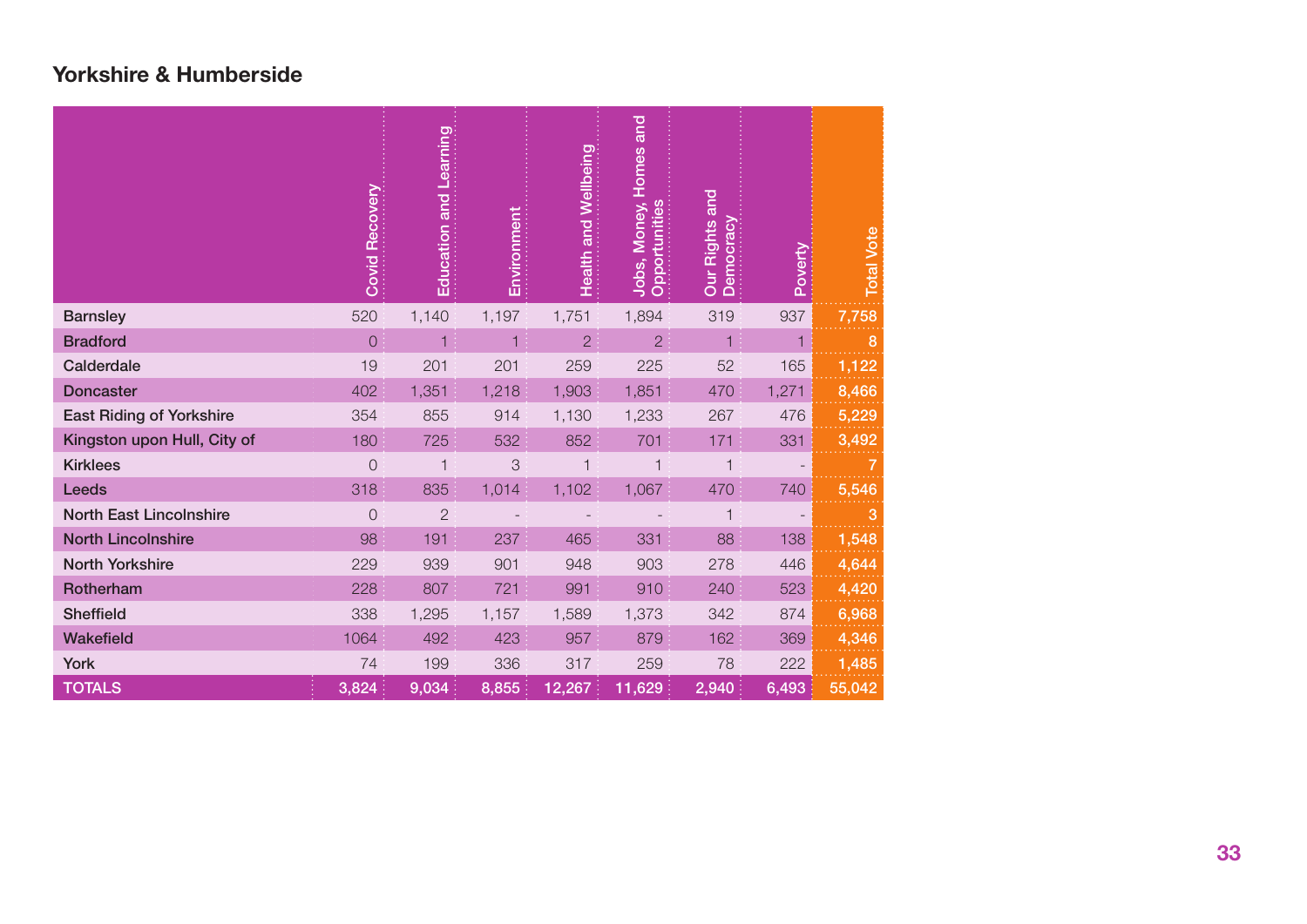## Yorkshire & Humberside

| | Covid Recovery | Education and Learning | Environment | Health and Wellbeing | Jobs, Money, Homes and Opportunities | Our Rights and Democracy | Poverty | Total Vote |
|---|---|---|---|---|---|---|---|---|
| Barnsley | 520 | 1,140 | 1,197 | 1,751 | 1,894 | 319 | 937 | 7,758 |
| Bradford | 0 | 1 | 1 | 2 | 2 | 1 | 1 | 8 |
| Calderdale | 19 | 201 | 201 | 259 | 225 | 52 | 165 | 1,122 |
| Doncaster | 402 | 1,351 | 1,218 | 1,903 | 1,851 | 470 | 1,271 | 8,466 |
| East Riding of Yorkshire | 354 | 855 | 914 | 1,130 | 1,233 | 267 | 476 | 5,229 |
| Kingston upon Hull, City of | 180 | 725 | 532 | 852 | 701 | 171 | 331 | 3,492 |
| Kirklees | 0 | 1 | 3 | 1 | 1 | 1 | - | 7 |
| Leeds | 318 | 835 | 1,014 | 1,102 | 1,067 | 470 | 740 | 5,546 |
| North East Lincolnshire | 0 | 2 | - | - | - | 1 | - | 3 |
| North Lincolnshire | 98 | 191 | 237 | 465 | 331 | 88 | 138 | 1,548 |
| North Yorkshire | 229 | 939 | 901 | 948 | 903 | 278 | 446 | 4,644 |
| Rotherham | 228 | 807 | 721 | 991 | 910 | 240 | 523 | 4,420 |
| Sheffield | 338 | 1,295 | 1,157 | 1,589 | 1,373 | 342 | 874 | 6,968 |
| Wakefield | 1064 | 492 | 423 | 957 | 879 | 162 | 369 | 4,346 |
| York | 74 | 199 | 336 | 317 | 259 | 78 | 222 | 1,485 |
| TOTALS | 3,824 | 9,034 | 8,855 | 12,267 | 11,629 | 2,940 | 6,493 | 55,042 |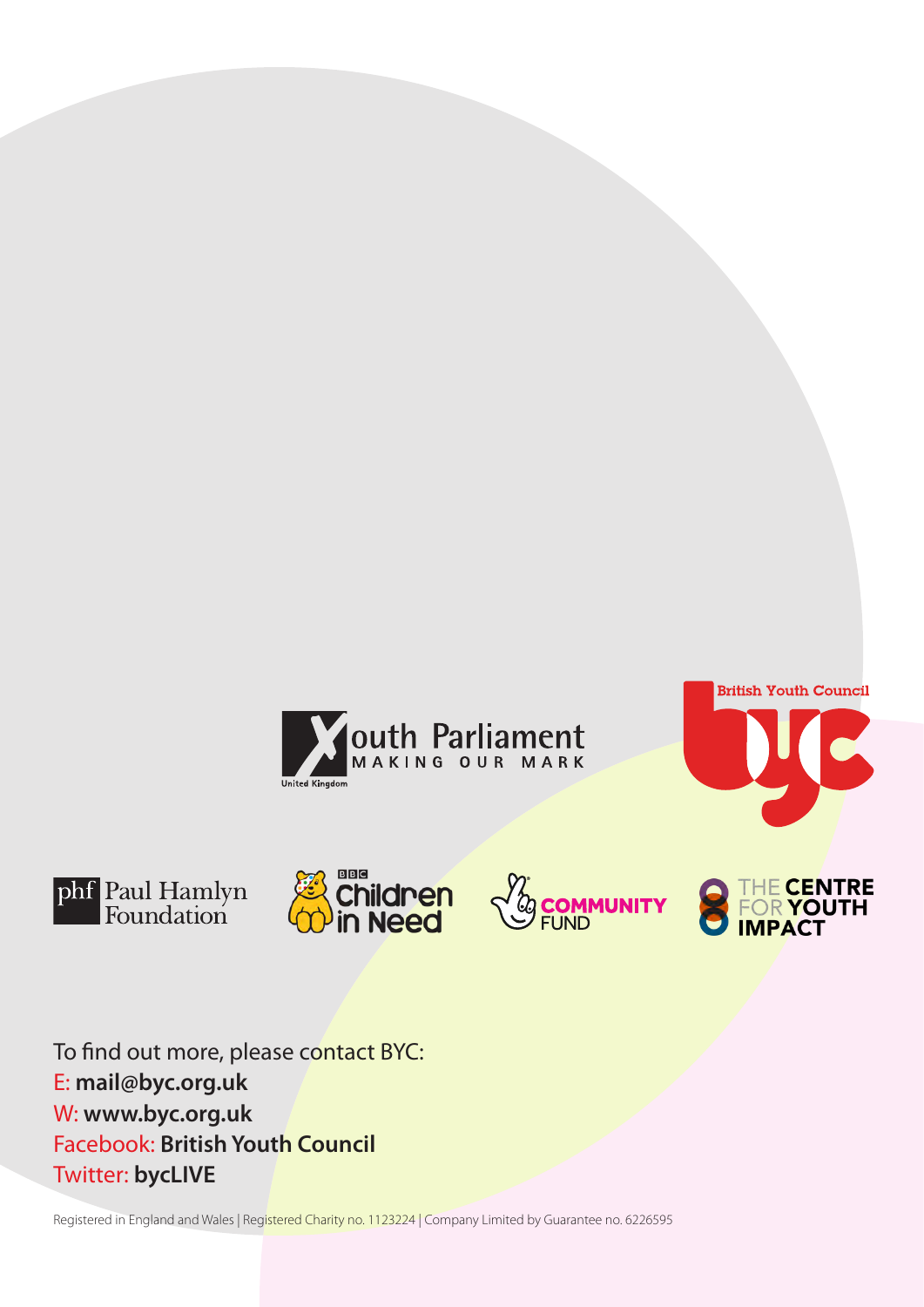Youth Parliament MAKING OUR MARK United Kingdom

British Youth Council byc

phf Paul Hamlyn Foundation

BBC Children in Need

COMMUNITY FUND

THE CENTRE FOR YOUTH IMPACT

To find out more, please contact BYC:
E: **mail@byc.org.uk**
W: **www.byc.org.uk**
Facebook: **British Youth Council**
Twitter: **bycLIVE**

Registered in England and Wales | Registered Charity no. 1123224 | Company Limited by Guarantee no. 6226595